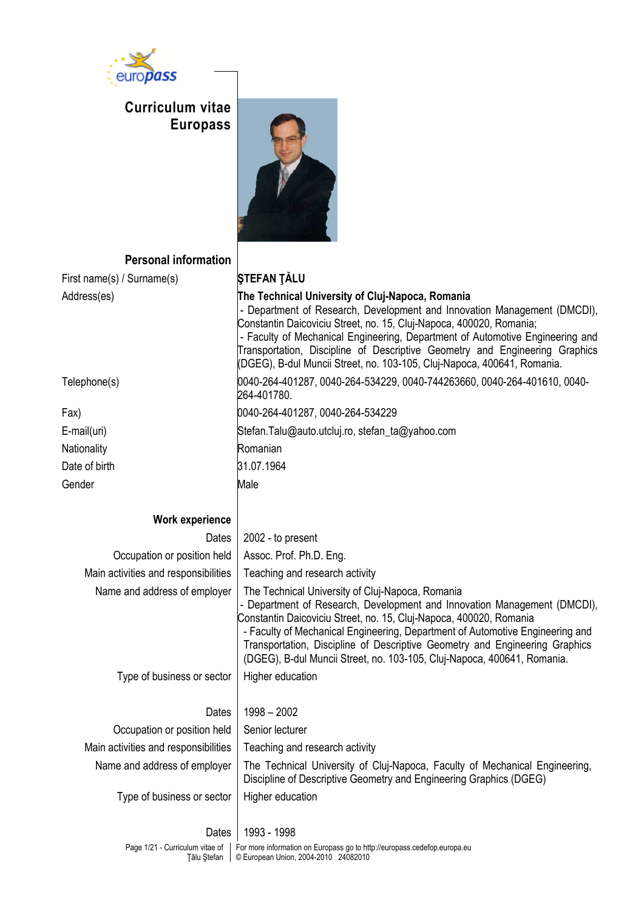# Curriculum vitae Europass

## Personal information

| | |
|---|---|
| First name(s) / Surname(s) | **ŞTEFAN ŢĂLU** |
| Address(es) | **The Technical University of Cluj-Napoca, Romania**<br>- Department of Research, Development and Innovation Management (DMCDI), Constantin Daicoviciu Street, no. 15, Cluj-Napoca, 400020, Romania;<br>- Faculty of Mechanical Engineering, Department of Automotive Engineering and Transportation, Discipline of Descriptive Geometry and Engineering Graphics (DGEG), B-dul Muncii Street, no. 103-105, Cluj-Napoca, 400641, Romania. |
| Telephone(s) | 0040-264-401287, 0040-264-534229, 0040-744263660, 0040-264-401610, 0040-264-401780. |
| Fax) | 0040-264-401287, 0040-264-534229 |
| E-mail(uri) | Stefan.Talu@auto.utcluj.ro, stefan_ta@yahoo.com |
| Nationality | Romanian |
| Date of birth | 31.07.1964 |
| Gender | Male |

## Work experience

| | |
|---|---|
| Dates | 2002 - to present |
| Occupation or position held | Assoc. Prof. Ph.D. Eng. |
| Main activities and responsibilities | Teaching and research activity |
| Name and address of employer | The Technical University of Cluj-Napoca, Romania<br>- Department of Research, Development and Innovation Management (DMCDI), Constantin Daicoviciu Street, no. 15, Cluj-Napoca, 400020, Romania<br>- Faculty of Mechanical Engineering, Department of Automotive Engineering and Transportation, Discipline of Descriptive Geometry and Engineering Graphics (DGEG), B-dul Muncii Street, no. 103-105, Cluj-Napoca, 400641, Romania. |
| Type of business or sector | Higher education |
| | |
| Dates | 1998 – 2002 |
| Occupation or position held | Senior lecturer |
| Main activities and responsibilities | Teaching and research activity |
| Name and address of employer | The Technical University of Cluj-Napoca, Faculty of Mechanical Engineering, Discipline of Descriptive Geometry and Engineering Graphics (DGEG) |
| Type of business or sector | Higher education |
| | |
| Dates | 1993 - 1998 |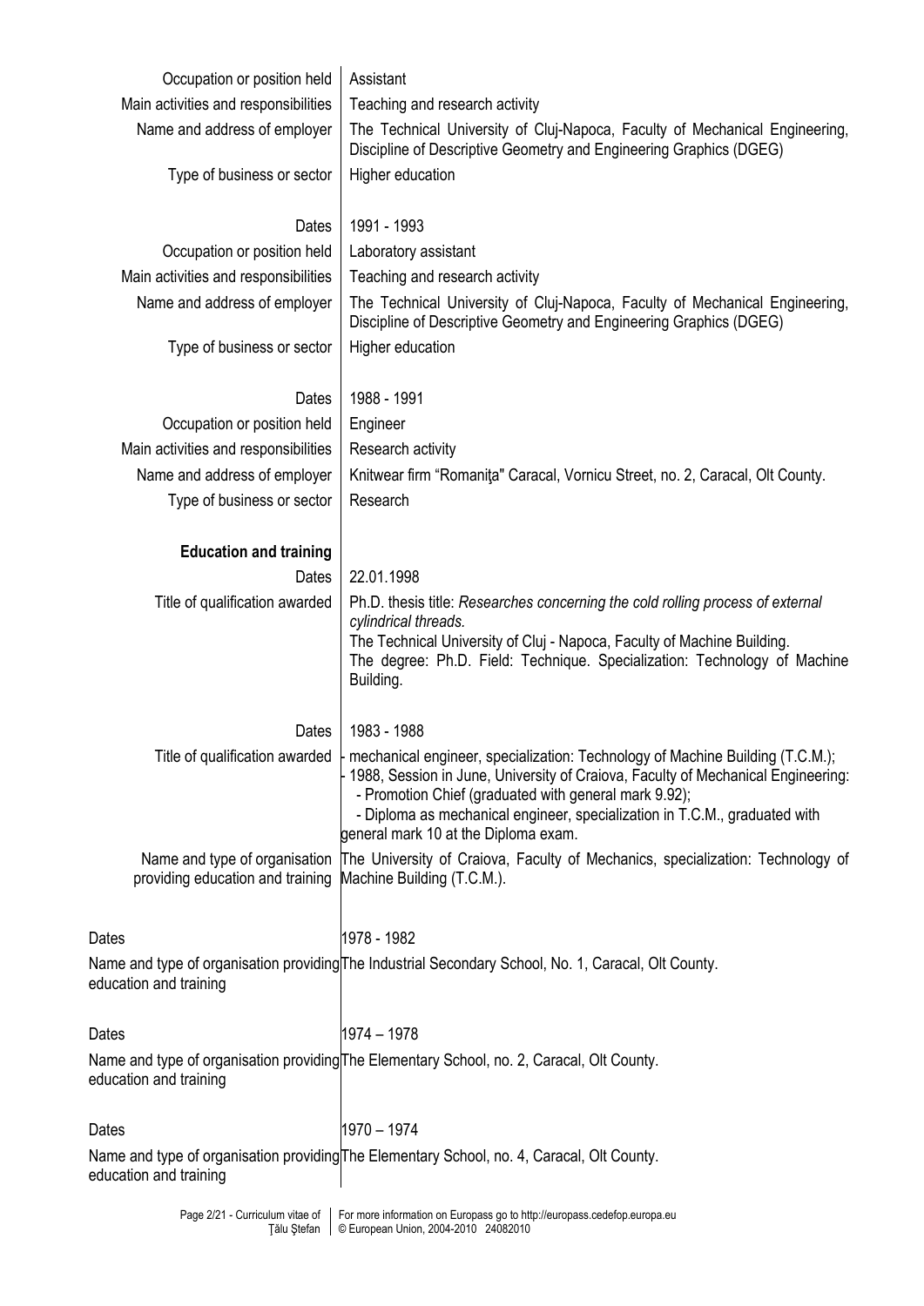| | |
|---|---|
| Occupation or position held | Assistant |
| Main activities and responsibilities | Teaching and research activity |
| Name and address of employer | The Technical University of Cluj-Napoca, Faculty of Mechanical Engineering, Discipline of Descriptive Geometry and Engineering Graphics (DGEG) |
| Type of business or sector | Higher education |
| | |
| Dates | 1991 - 1993 |
| Occupation or position held | Laboratory assistant |
| Main activities and responsibilities | Teaching and research activity |
| Name and address of employer | The Technical University of Cluj-Napoca, Faculty of Mechanical Engineering, Discipline of Descriptive Geometry and Engineering Graphics (DGEG) |
| Type of business or sector | Higher education |
| | |
| Dates | 1988 - 1991 |
| Occupation or position held | Engineer |
| Main activities and responsibilities | Research activity |
| Name and address of employer | Knitwear firm "Romaniţa" Caracal, Vornicu Street, no. 2, Caracal, Olt County. |
| Type of business or sector | Research |

**Education and training**

| | |
|---|---|
| Dates | 22.01.1998 |
| Title of qualification awarded | Ph.D. thesis title: *Researches concerning the cold rolling process of external cylindrical threads.* The Technical University of Cluj - Napoca, Faculty of Machine Building. The degree: Ph.D. Field: Technique. Specialization: Technology of Machine Building. |
| | |
| Dates | 1983 - 1988 |
| Title of qualification awarded | - mechanical engineer, specialization: Technology of Machine Building (T.C.M.); - 1988, Session in June, University of Craiova, Faculty of Mechanical Engineering: - Promotion Chief (graduated with general mark 9.92); - Diploma as mechanical engineer, specialization in T.C.M., graduated with general mark 10 at the Diploma exam. |
| Name and type of organisation providing education and training | The University of Craiova, Faculty of Mechanics, specialization: Technology of Machine Building (T.C.M.). |
| | |
| Dates | 1978 - 1982 |
| Name and type of organisation providing education and training | The Industrial Secondary School, No. 1, Caracal, Olt County. |
| | |
| Dates | 1974 – 1978 |
| Name and type of organisation providing education and training | The Elementary School, no. 2, Caracal, Olt County. |
| | |
| Dates | 1970 – 1974 |
| Name and type of organisation providing education and training | The Elementary School, no. 4, Caracal, Olt County. |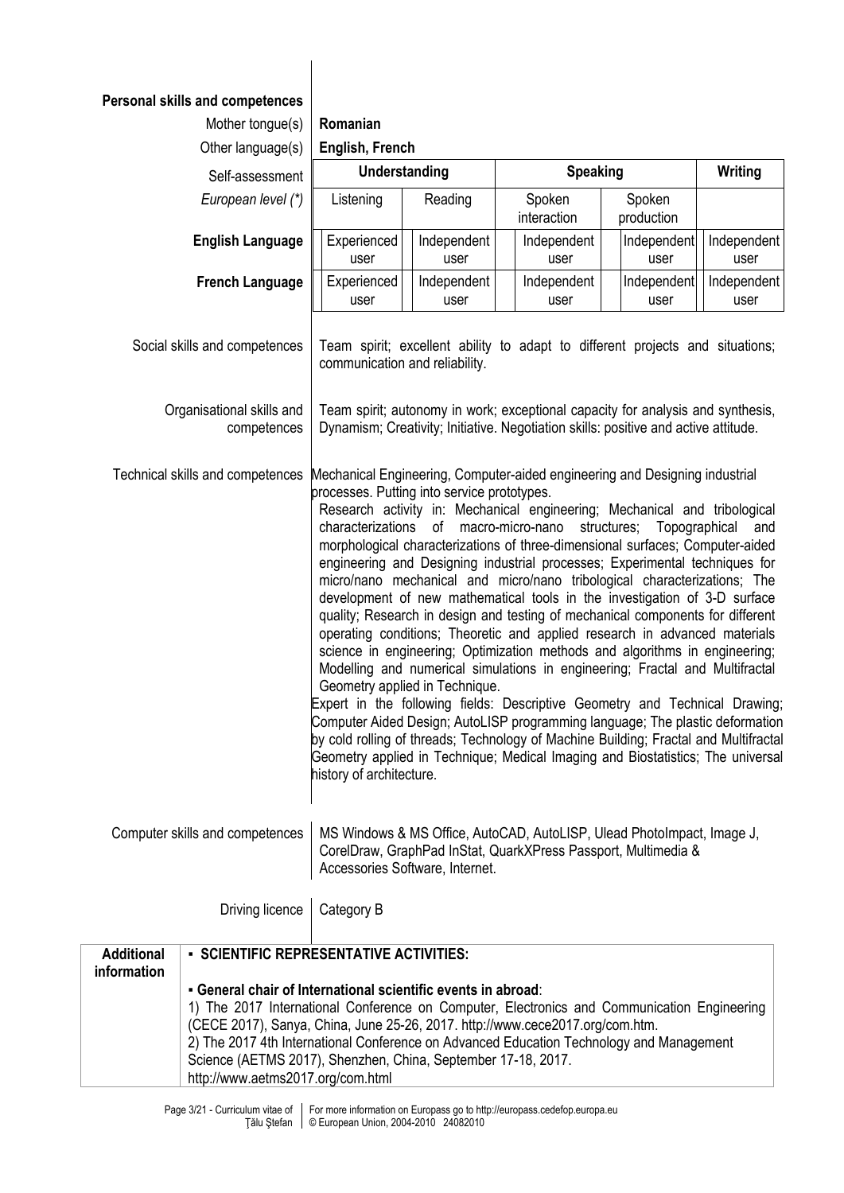## Personal skills and competences

**Mother tongue(s):** **Romanian**

**Other language(s):** **English, French**

| Self-assessment | Understanding | | Speaking | | Writing |
|---|---|---|---|---|---|
| *European level (\*)* | Listening | Reading | Spoken interaction | Spoken production | |
| **English Language** | Experienced user | Independent user | Independent user | Independent user | Independent user |
| **French Language** | Experienced user | Independent user | Independent user | Independent user | Independent user |

**Social skills and competences:** Team spirit; excellent ability to adapt to different projects and situations; communication and reliability.

**Organisational skills and competences:** Team spirit; autonomy in work; exceptional capacity for analysis and synthesis, Dynamism; Creativity; Initiative. Negotiation skills: positive and active attitude.

**Technical skills and competences:** Mechanical Engineering, Computer-aided engineering and Designing industrial processes. Putting into service prototypes.

Research activity in: Mechanical engineering; Mechanical and tribological characterizations of macro-micro-nano structures; Topographical and morphological characterizations of three-dimensional surfaces; Computer-aided engineering and Designing industrial processes; Experimental techniques for micro/nano mechanical and micro/nano tribological characterizations; The development of new mathematical tools in the investigation of 3-D surface quality; Research in design and testing of mechanical components for different operating conditions; Theoretic and applied research in advanced materials science in engineering; Optimization methods and algorithms in engineering; Modelling and numerical simulations in engineering; Fractal and Multifractal Geometry applied in Technique.

Expert in the following fields: Descriptive Geometry and Technical Drawing; Computer Aided Design; AutoLISP programming language; The plastic deformation by cold rolling of threads; Technology of Machine Building; Fractal and Multifractal Geometry applied in Technique; Medical Imaging and Biostatistics; The universal history of architecture.

**Computer skills and competences:** MS Windows & MS Office, AutoCAD, AutoLISP, Ulead PhotoImpact, Image J, CorelDraw, GraphPad InStat, QuarkXPress Passport, Multimedia & Accessories Software, Internet.

**Driving licence:** Category B

## Additional information

▪ **SCIENTIFIC REPRESENTATIVE ACTIVITIES:**

▪ **General chair of International scientific events in abroad**:

1) The 2017 International Conference on Computer, Electronics and Communication Engineering (CECE 2017), Sanya, China, June 25-26, 2017. http://www.cece2017.org/com.htm.
2) The 2017 4th International Conference on Advanced Education Technology and Management Science (AETMS 2017), Shenzhen, China, September 17-18, 2017. http://www.aetms2017.org/com.html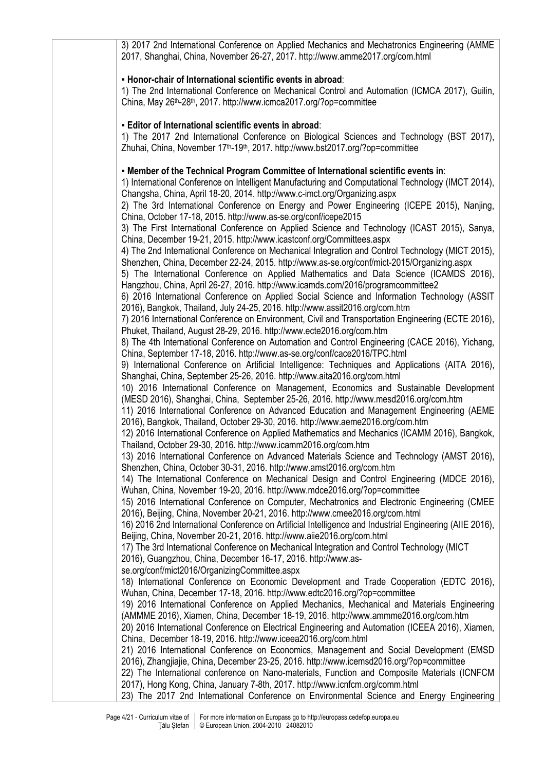3) 2017 2nd International Conference on Applied Mechanics and Mechatronics Engineering (AMME 2017, Shanghai, China, November 26-27, 2017. http://www.amme2017.org/com.html

▪ **Honor-chair of International scientific events in abroad**:

1) The 2nd International Conference on Mechanical Control and Automation (ICMCA 2017), Guilin, China, May 26th-28th, 2017. http://www.icmca2017.org/?op=committee

▪ **Editor of International scientific events in abroad**:

1) The 2017 2nd International Conference on Biological Sciences and Technology (BST 2017), Zhuhai, China, November 17th-19th, 2017. http://www.bst2017.org/?op=committee

▪ **Member of the Technical Program Committee of International scientific events in**:

1) International Conference on Intelligent Manufacturing and Computational Technology (IMCT 2014), Changsha, China, April 18-20, 2014. http://www.c-imct.org/Organizing.aspx
2) The 3rd International Conference on Energy and Power Engineering (ICEPE 2015), Nanjing, China, October 17-18, 2015. http://www.as-se.org/conf/icepe2015
3) The First International Conference on Applied Science and Technology (ICAST 2015), Sanya, China, December 19-21, 2015. http://www.icastconf.org/Committees.aspx
4) The 2nd International Conference on Mechanical Integration and Control Technology (MICT 2015), Shenzhen, China, December 22-24, 2015. http://www.as-se.org/conf/mict-2015/Organizing.aspx
5) The International Conference on Applied Mathematics and Data Science (ICAMDS 2016), Hangzhou, China, April 26-27, 2016. http://www.icamds.com/2016/programcommittee2
6) 2016 International Conference on Applied Social Science and Information Technology (ASSIT 2016), Bangkok, Thailand, July 24-25, 2016. http://www.assit2016.org/com.htm
7) 2016 International Conference on Environment, Civil and Transportation Engineering (ECTE 2016), Phuket, Thailand, August 28-29, 2016. http://www.ecte2016.org/com.htm
8) The 4th International Conference on Automation and Control Engineering (CACE 2016), Yichang, China, September 17-18, 2016. http://www.as-se.org/conf/cace2016/TPC.html
9) International Conference on Artificial Intelligence: Techniques and Applications (AITA 2016), Shanghai, China, September 25-26, 2016. http://www.aita2016.org/com.html
10) 2016 International Conference on Management, Economics and Sustainable Development (MESD 2016), Shanghai, China, September 25-26, 2016. http://www.mesd2016.org/com.htm
11) 2016 International Conference on Advanced Education and Management Engineering (AEME 2016), Bangkok, Thailand, October 29-30, 2016. http://www.aeme2016.org/com.htm
12) 2016 International Conference on Applied Mathematics and Mechanics (ICAMM 2016), Bangkok, Thailand, October 29-30, 2016. http://www.icamm2016.org/com.htm
13) 2016 International Conference on Advanced Materials Science and Technology (AMST 2016), Shenzhen, China, October 30-31, 2016. http://www.amst2016.org/com.htm
14) The International Conference on Mechanical Design and Control Engineering (MDCE 2016), Wuhan, China, November 19-20, 2016. http://www.mdce2016.org/?op=committee
15) 2016 International Conference on Computer, Mechatronics and Electronic Engineering (CMEE 2016), Beijing, China, November 20-21, 2016. http://www.cmee2016.org/com.html
16) 2016 2nd International Conference on Artificial Intelligence and Industrial Engineering (AIIE 2016), Beijing, China, November 20-21, 2016. http://www.aiie2016.org/com.html
17) The 3rd International Conference on Mechanical Integration and Control Technology (MICT 2016), Guangzhou, China, December 16-17, 2016. http://www.as-se.org/conf/mict2016/OrganizingCommittee.aspx
18) International Conference on Economic Development and Trade Cooperation (EDTC 2016), Wuhan, China, December 17-18, 2016. http://www.edtc2016.org/?op=committee
19) 2016 International Conference on Applied Mechanics, Mechanical and Materials Engineering (AMMME 2016), Xiamen, China, December 18-19, 2016. http://www.ammme2016.org/com.htm
20) 2016 International Conference on Electrical Engineering and Automation (ICEEA 2016), Xiamen, China, December 18-19, 2016. http://www.iceea2016.org/com.html
21) 2016 International Conference on Economics, Management and Social Development (EMSD 2016), Zhangjiajie, China, December 23-25, 2016. http://www.icemsd2016.org/?op=committee
22) The International conference on Nano-materials, Function and Composite Materials (ICNFCM 2017), Hong Kong, China, January 7-8th, 2017. http://www.icnfcm.org/comm.html
23) The 2017 2nd International Conference on Environmental Science and Energy Engineering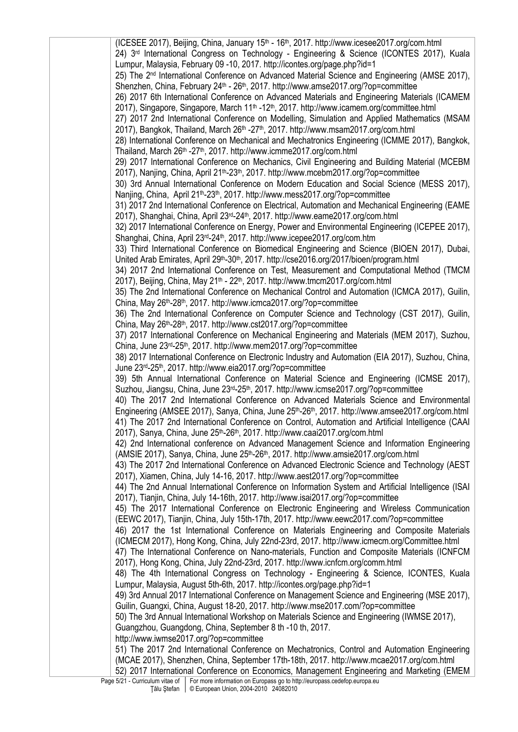(ICESEE 2017), Beijing, China, January 15th - 16th, 2017. http://www.icesee2017.org/com.html

24) 3rd International Congress on Technology - Engineering & Science (ICONTES 2017), Kuala Lumpur, Malaysia, February 09 -10, 2017. http://icontes.org/page.php?id=1

25) The 2nd International Conference on Advanced Material Science and Engineering (AMSE 2017), Shenzhen, China, February 24th - 26th, 2017. http://www.amse2017.org/?op=committee

26) 2017 6th International Conference on Advanced Materials and Engineering Materials (ICAMEM 2017), Singapore, Singapore, March 11th -12th, 2017. http://www.icamem.org/committee.html

27) 2017 2nd International Conference on Modelling, Simulation and Applied Mathematics (MSAM 2017), Bangkok, Thailand, March 26th -27th, 2017. http://www.msam2017.org/com.html

28) International Conference on Mechanical and Mechatronics Engineering (ICMME 2017), Bangkok, Thailand, March 26th -27th, 2017. http://www.icmme2017.org/com.html

29) 2017 International Conference on Mechanics, Civil Engineering and Building Material (MCEBM 2017), Nanjing, China, April 21th-23th, 2017. http://www.mcebm2017.org/?op=committee

30) 3rd Annual International Conference on Modern Education and Social Science (MESS 2017), Nanjing, China, April 21th-23th, 2017. http://www.mess2017.org/?op=committee

31) 2017 2nd International Conference on Electrical, Automation and Mechanical Engineering (EAME 2017), Shanghai, China, April 23rd-24th, 2017. http://www.eame2017.org/com.html

32) 2017 International Conference on Energy, Power and Environmental Engineering (ICEPEE 2017), Shanghai, China, April 23rd-24th, 2017. http://www.icepee2017.org/com.htm

33) Third International Conference on Biomedical Engineering and Science (BIOEN 2017), Dubai, United Arab Emirates, April 29th-30th, 2017. http://cse2016.org/2017/bioen/program.html

34) 2017 2nd International Conference on Test, Measurement and Computational Method (TMCM 2017), Beijing, China, May 21th - 22th, 2017. http://www.tmcm2017.org/com.html

35) The 2nd International Conference on Mechanical Control and Automation (ICMCA 2017), Guilin, China, May 26th-28th, 2017. http://www.icmca2017.org/?op=committee

36) The 2nd International Conference on Computer Science and Technology (CST 2017), Guilin, China, May 26th-28th, 2017. http://www.cst2017.org/?op=committee

37) 2017 International Conference on Mechanical Engineering and Materials (MEM 2017), Suzhou, China, June 23rd-25th, 2017. http://www.mem2017.org/?op=committee

38) 2017 International Conference on Electronic Industry and Automation (EIA 2017), Suzhou, China, June 23rd-25th, 2017. http://www.eia2017.org/?op=committee

39) 5th Annual International Conference on Material Science and Engineering (ICMSE 2017), Suzhou, Jiangsu, China, June 23rd-25th, 2017. http://www.icmse2017.org/?op=committee

40) The 2017 2nd International Conference on Advanced Materials Science and Environmental Engineering (AMSEE 2017), Sanya, China, June 25th-26th, 2017. http://www.amsee2017.org/com.html

41) The 2017 2nd International Conference on Control, Automation and Artificial Intelligence (CAAI 2017), Sanya, China, June 25th-26th, 2017. http://www.caai2017.org/com.html

42) 2nd International conference on Advanced Management Science and Information Engineering (AMSIE 2017), Sanya, China, June 25th-26th, 2017. http://www.amsie2017.org/com.html

43) The 2017 2nd International Conference on Advanced Electronic Science and Technology (AEST 2017), Xiamen, China, July 14-16, 2017. http://www.aest2017.org/?op=committee

44) The 2nd Annual International Conference on Information System and Artificial Intelligence (ISAI 2017), Tianjin, China, July 14-16th, 2017. http://www.isai2017.org/?op=committee

45) The 2017 International Conference on Electronic Engineering and Wireless Communication (EEWC 2017), Tianjin, China, July 15th-17th, 2017. http://www.eewc2017.com/?op=committee

46) 2017 the 1st International Conference on Materials Engineering and Composite Materials (ICMECM 2017), Hong Kong, China, July 22nd-23rd, 2017. http://www.icmecm.org/Committee.html

47) The International Conference on Nano-materials, Function and Composite Materials (ICNFCM 2017), Hong Kong, China, July 22nd-23rd, 2017. http://www.icnfcm.org/comm.html

48) The 4th International Congress on Technology - Engineering & Science, ICONTES, Kuala Lumpur, Malaysia, August 5th-6th, 2017. http://icontes.org/page.php?id=1

49) 3rd Annual 2017 International Conference on Management Science and Engineering (MSE 2017), Guilin, Guangxi, China, August 18-20, 2017. http://www.mse2017.com/?op=committee

50) The 3rd Annual International Workshop on Materials Science and Engineering (IWMSE 2017), Guangzhou, Guangdong, China, September 8 th -10 th, 2017.
http://www.iwmse2017.org/?op=committee

51) The 2017 2nd International Conference on Mechatronics, Control and Automation Engineering (MCAE 2017), Shenzhen, China, September 17th-18th, 2017. http://www.mcae2017.org/com.html

52) 2017 International Conference on Economics, Management Engineering and Marketing (EMEM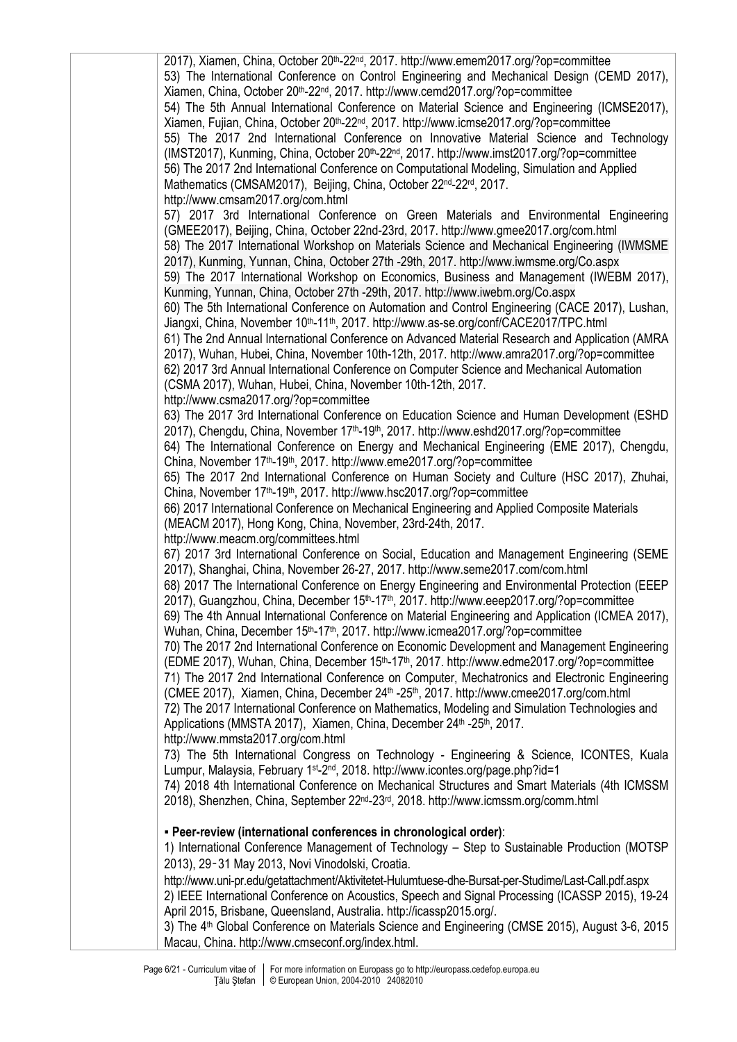2017), Xiamen, China, October 20th-22nd, 2017. http://www.emem2017.org/?op=committee

53) The International Conference on Control Engineering and Mechanical Design (CEMD 2017), Xiamen, China, October 20th-22nd, 2017. http://www.cemd2017.org/?op=committee

54) The 5th Annual International Conference on Material Science and Engineering (ICMSE2017), Xiamen, Fujian, China, October 20th-22nd, 2017. http://www.icmse2017.org/?op=committee

55) The 2017 2nd International Conference on Innovative Material Science and Technology (IMST2017), Kunming, China, October 20th-22nd, 2017. http://www.imst2017.org/?op=committee

56) The 2017 2nd International Conference on Computational Modeling, Simulation and Applied Mathematics (CMSAM2017), Beijing, China, October 22nd-22rd, 2017. http://www.cmsam2017.org/com.html

57) 2017 3rd International Conference on Green Materials and Environmental Engineering (GMEE2017), Beijing, China, October 22nd-23rd, 2017. http://www.gmee2017.org/com.html

58) The 2017 International Workshop on Materials Science and Mechanical Engineering (IWMSME 2017), Kunming, Yunnan, China, October 27th -29th, 2017. http://www.iwmsme.org/Co.aspx

59) The 2017 International Workshop on Economics, Business and Management (IWEBM 2017), Kunming, Yunnan, China, October 27th -29th, 2017. http://www.iwebm.org/Co.aspx

60) The 5th International Conference on Automation and Control Engineering (CACE 2017), Lushan, Jiangxi, China, November 10th-11th, 2017. http://www.as-se.org/conf/CACE2017/TPC.html

61) The 2nd Annual International Conference on Advanced Material Research and Application (AMRA 2017), Wuhan, Hubei, China, November 10th-12th, 2017. http://www.amra2017.org/?op=committee

62) 2017 3rd Annual International Conference on Computer Science and Mechanical Automation (CSMA 2017), Wuhan, Hubei, China, November 10th-12th, 2017. http://www.csma2017.org/?op=committee

63) The 2017 3rd International Conference on Education Science and Human Development (ESHD 2017), Chengdu, China, November 17th-19th, 2017. http://www.eshd2017.org/?op=committee

64) The International Conference on Energy and Mechanical Engineering (EME 2017), Chengdu, China, November 17th-19th, 2017. http://www.eme2017.org/?op=committee

65) The 2017 2nd International Conference on Human Society and Culture (HSC 2017), Zhuhai, China, November 17th-19th, 2017. http://www.hsc2017.org/?op=committee

66) 2017 International Conference on Mechanical Engineering and Applied Composite Materials (MEACM 2017), Hong Kong, China, November, 23rd-24th, 2017. http://www.meacm.org/committees.html

67) 2017 3rd International Conference on Social, Education and Management Engineering (SEME 2017), Shanghai, China, November 26-27, 2017. http://www.seme2017.com/com.html

68) 2017 The International Conference on Energy Engineering and Environmental Protection (EEEP 2017), Guangzhou, China, December 15th-17th, 2017. http://www.eeep2017.org/?op=committee

69) The 4th Annual International Conference on Material Engineering and Application (ICMEA 2017), Wuhan, China, December 15th-17th, 2017. http://www.icmea2017.org/?op=committee

70) The 2017 2nd International Conference on Economic Development and Management Engineering (EDME 2017), Wuhan, China, December 15th-17th, 2017. http://www.edme2017.org/?op=committee

71) The 2017 2nd International Conference on Computer, Mechatronics and Electronic Engineering (CMEE 2017), Xiamen, China, December 24th -25th, 2017. http://www.cmee2017.org/com.html

72) The 2017 International Conference on Mathematics, Modeling and Simulation Technologies and Applications (MMSTA 2017), Xiamen, China, December 24th -25th, 2017. http://www.mmsta2017.org/com.html

73) The 5th International Congress on Technology - Engineering & Science, ICONTES, Kuala Lumpur, Malaysia, February 1st-2nd, 2018. http://www.icontes.org/page.php?id=1

74) 2018 4th International Conference on Mechanical Structures and Smart Materials (4th ICMSSM 2018), Shenzhen, China, September 22nd-23rd, 2018. http://www.icmssm.org/comm.html

▪ **Peer-review (international conferences in chronological order)**:

1) International Conference Management of Technology – Step to Sustainable Production (MOTSP 2013), 29‑31 May 2013, Novi Vinodolski, Croatia. http://www.uni-pr.edu/getattachment/Aktivitetet-Hulumtuese-dhe-Bursat-per-Studime/Last-Call.pdf.aspx

2) IEEE International Conference on Acoustics, Speech and Signal Processing (ICASSP 2015), 19-24 April 2015, Brisbane, Queensland, Australia. http://icassp2015.org/.

3) The 4th Global Conference on Materials Science and Engineering (CMSE 2015), August 3-6, 2015 Macau, China. http://www.cmseconf.org/index.html.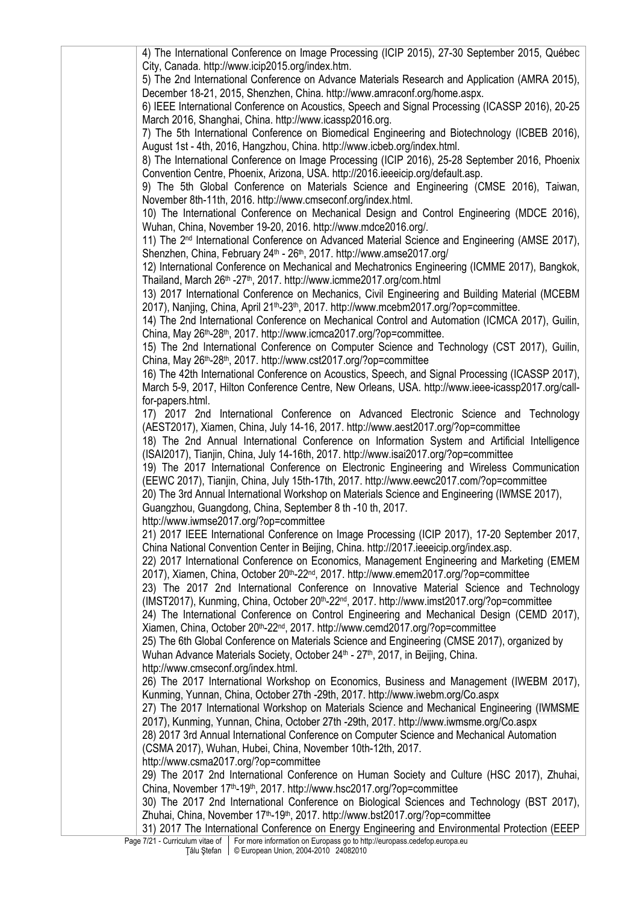4) The International Conference on Image Processing (ICIP 2015), 27-30 September 2015, Québec City, Canada. http://www.icip2015.org/index.htm.

5) The 2nd International Conference on Advance Materials Research and Application (AMRA 2015), December 18-21, 2015, Shenzhen, China. http://www.amraconf.org/home.aspx.

6) IEEE International Conference on Acoustics, Speech and Signal Processing (ICASSP 2016), 20-25 March 2016, Shanghai, China. http://www.icassp2016.org.

7) The 5th International Conference on Biomedical Engineering and Biotechnology (ICBEB 2016), August 1st - 4th, 2016, Hangzhou, China. http://www.icbeb.org/index.html.

8) The International Conference on Image Processing (ICIP 2016), 25-28 September 2016, Phoenix Convention Centre, Phoenix, Arizona, USA. http://2016.ieeeicip.org/default.asp.

9) The 5th Global Conference on Materials Science and Engineering (CMSE 2016), Taiwan, November 8th-11th, 2016. http://www.cmseconf.org/index.html.

10) The International Conference on Mechanical Design and Control Engineering (MDCE 2016), Wuhan, China, November 19-20, 2016. http://www.mdce2016.org/.

11) The 2nd International Conference on Advanced Material Science and Engineering (AMSE 2017), Shenzhen, China, February 24th - 26th, 2017. http://www.amse2017.org/

12) International Conference on Mechanical and Mechatronics Engineering (ICMME 2017), Bangkok, Thailand, March 26th -27th, 2017. http://www.icmme2017.org/com.html

13) 2017 International Conference on Mechanics, Civil Engineering and Building Material (MCEBM 2017), Nanjing, China, April 21th-23th, 2017. http://www.mcebm2017.org/?op=committee.

14) The 2nd International Conference on Mechanical Control and Automation (ICMCA 2017), Guilin, China, May 26th-28th, 2017. http://www.icmca2017.org/?op=committee.

15) The 2nd International Conference on Computer Science and Technology (CST 2017), Guilin, China, May 26th-28th, 2017. http://www.cst2017.org/?op=committee

16) The 42th International Conference on Acoustics, Speech, and Signal Processing (ICASSP 2017), March 5-9, 2017, Hilton Conference Centre, New Orleans, USA. http://www.ieee-icassp2017.org/call-for-papers.html.

17) 2017 2nd International Conference on Advanced Electronic Science and Technology (AEST2017), Xiamen, China, July 14-16, 2017. http://www.aest2017.org/?op=committee

18) The 2nd Annual International Conference on Information System and Artificial Intelligence (ISAI2017), Tianjin, China, July 14-16th, 2017. http://www.isai2017.org/?op=committee

19) The 2017 International Conference on Electronic Engineering and Wireless Communication (EEWC 2017), Tianjin, China, July 15th-17th, 2017. http://www.eewc2017.com/?op=committee

20) The 3rd Annual International Workshop on Materials Science and Engineering (IWMSE 2017), Guangzhou, Guangdong, China, September 8 th -10 th, 2017. http://www.iwmse2017.org/?op=committee

21) 2017 IEEE International Conference on Image Processing (ICIP 2017), 17-20 September 2017, China National Convention Center in Beijing, China. http://2017.ieeeicip.org/index.asp.

22) 2017 International Conference on Economics, Management Engineering and Marketing (EMEM 2017), Xiamen, China, October 20th-22nd, 2017. http://www.emem2017.org/?op=committee

23) The 2017 2nd International Conference on Innovative Material Science and Technology (IMST2017), Kunming, China, October 20th-22nd, 2017. http://www.imst2017.org/?op=committee

24) The International Conference on Control Engineering and Mechanical Design (CEMD 2017), Xiamen, China, October 20th-22nd, 2017. http://www.cemd2017.org/?op=committee

25) The 6th Global Conference on Materials Science and Engineering (CMSE 2017), organized by Wuhan Advance Materials Society, October 24th - 27th, 2017, in Beijing, China. http://www.cmseconf.org/index.html.

26) The 2017 International Workshop on Economics, Business and Management (IWEBM 2017), Kunming, Yunnan, China, October 27th -29th, 2017. http://www.iwebm.org/Co.aspx

27) The 2017 International Workshop on Materials Science and Mechanical Engineering (IWMSME 2017), Kunming, Yunnan, China, October 27th -29th, 2017. http://www.iwmsme.org/Co.aspx

28) 2017 3rd Annual International Conference on Computer Science and Mechanical Automation (CSMA 2017), Wuhan, Hubei, China, November 10th-12th, 2017. http://www.csma2017.org/?op=committee

29) The 2017 2nd International Conference on Human Society and Culture (HSC 2017), Zhuhai, China, November 17th-19th, 2017. http://www.hsc2017.org/?op=committee

30) The 2017 2nd International Conference on Biological Sciences and Technology (BST 2017), Zhuhai, China, November 17th-19th, 2017. http://www.bst2017.org/?op=committee

31) 2017 The International Conference on Energy Engineering and Environmental Protection (EEEP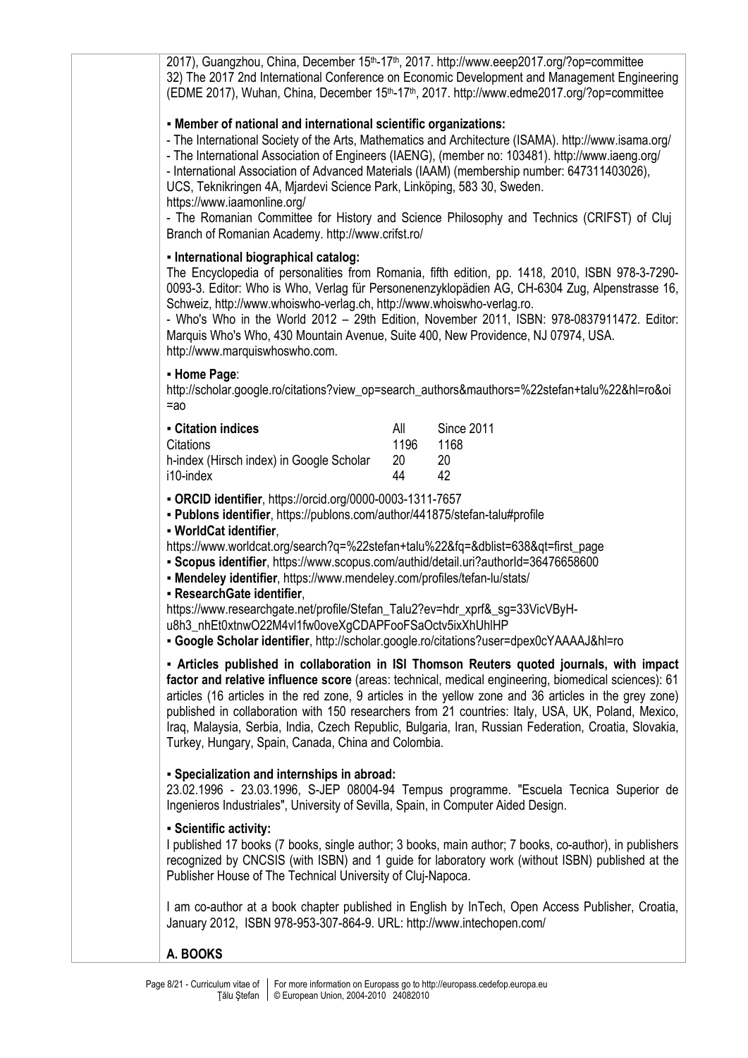2017), Guangzhou, China, December 15th-17th, 2017. http://www.eeep2017.org/?op=committee
32) The 2017 2nd International Conference on Economic Development and Management Engineering (EDME 2017), Wuhan, China, December 15th-17th, 2017. http://www.edme2017.org/?op=committee

**▪ Member of national and international scientific organizations:**

- The International Society of the Arts, Mathematics and Architecture (ISAMA). http://www.isama.org/
- The International Association of Engineers (IAENG), (member no: 103481). http://www.iaeng.org/
- International Association of Advanced Materials (IAAM) (membership number: 647311403026), UCS, Teknikringen 4A, Mjardevi Science Park, Linköping, 583 30, Sweden. https://www.iaamonline.org/
- The Romanian Committee for History and Science Philosophy and Technics (CRIFST) of Cluj Branch of Romanian Academy. http://www.crifst.ro/

**▪ International biographical catalog:**

The Encyclopedia of personalities from Romania, fifth edition, pp. 1418, 2010, ISBN 978-3-7290-0093-3. Editor: Who is Who, Verlag für Personenenzyklopädien AG, CH-6304 Zug, Alpenstrasse 16, Schweiz, http://www.whoiswho-verlag.ch, http://www.whoiswho-verlag.ro.
- Who's Who in the World 2012 – 29th Edition, November 2011, ISBN: 978-0837911472. Editor: Marquis Who's Who, 430 Mountain Avenue, Suite 400, New Providence, NJ 07974, USA. http://www.marquiswhoswho.com.

**▪ Home Page**:
http://scholar.google.ro/citations?view_op=search_authors&mauthors=%22stefan+talu%22&hl=ro&oi=ao

| **▪ Citation indices** | All | Since 2011 |
|---|---|---|
| Citations | 1196 | 1168 |
| h-index (Hirsch index) in Google Scholar | 20 | 20 |
| i10-index | 44 | 42 |

- **ORCID identifier**, https://orcid.org/0000-0003-1311-7657
- **Publons identifier**, https://publons.com/author/441875/stefan-talu#profile
- **WorldCat identifier**, https://www.worldcat.org/search?q=%22stefan+talu%22&fq=&dblist=638&qt=first_page
- **Scopus identifier**, https://www.scopus.com/authid/detail.uri?authorId=36476658600
- **Mendeley identifier**, https://www.mendeley.com/profiles/tefan-lu/stats/
- **ResearchGate identifier**, https://www.researchgate.net/profile/Stefan_Talu2?ev=hdr_xprf&_sg=33VicVByH-u8h3_nhEt0xtnwO22M4vl1fw0oveXgCDAPFooFSaOctv5ixXhUhlHP
- **Google Scholar identifier**, http://scholar.google.ro/citations?user=dpex0cYAAAAJ&hl=ro

**▪ Articles published in collaboration in ISI Thomson Reuters quoted journals, with impact factor and relative influence score** (areas: technical, medical engineering, biomedical sciences): 61 articles (16 articles in the red zone, 9 articles in the yellow zone and 36 articles in the grey zone) published in collaboration with 150 researchers from 21 countries: Italy, USA, UK, Poland, Mexico, Iraq, Malaysia, Serbia, India, Czech Republic, Bulgaria, Iran, Russian Federation, Croatia, Slovakia, Turkey, Hungary, Spain, Canada, China and Colombia.

**▪ Specialization and internships in abroad:**

23.02.1996 - 23.03.1996, S-JEP 08004-94 Tempus programme. "Escuela Tecnica Superior de Ingenieros Industriales", University of Sevilla, Spain, in Computer Aided Design.

**▪ Scientific activity:**

I published 17 books (7 books, single author; 3 books, main author; 7 books, co-author), in publishers recognized by CNCSIS (with ISBN) and 1 guide for laboratory work (without ISBN) published at the Publisher House of The Technical University of Cluj-Napoca.

I am co-author at a book chapter published in English by InTech, Open Access Publisher, Croatia, January 2012, ISBN 978-953-307-864-9. URL: http://www.intechopen.com/

**A. BOOKS**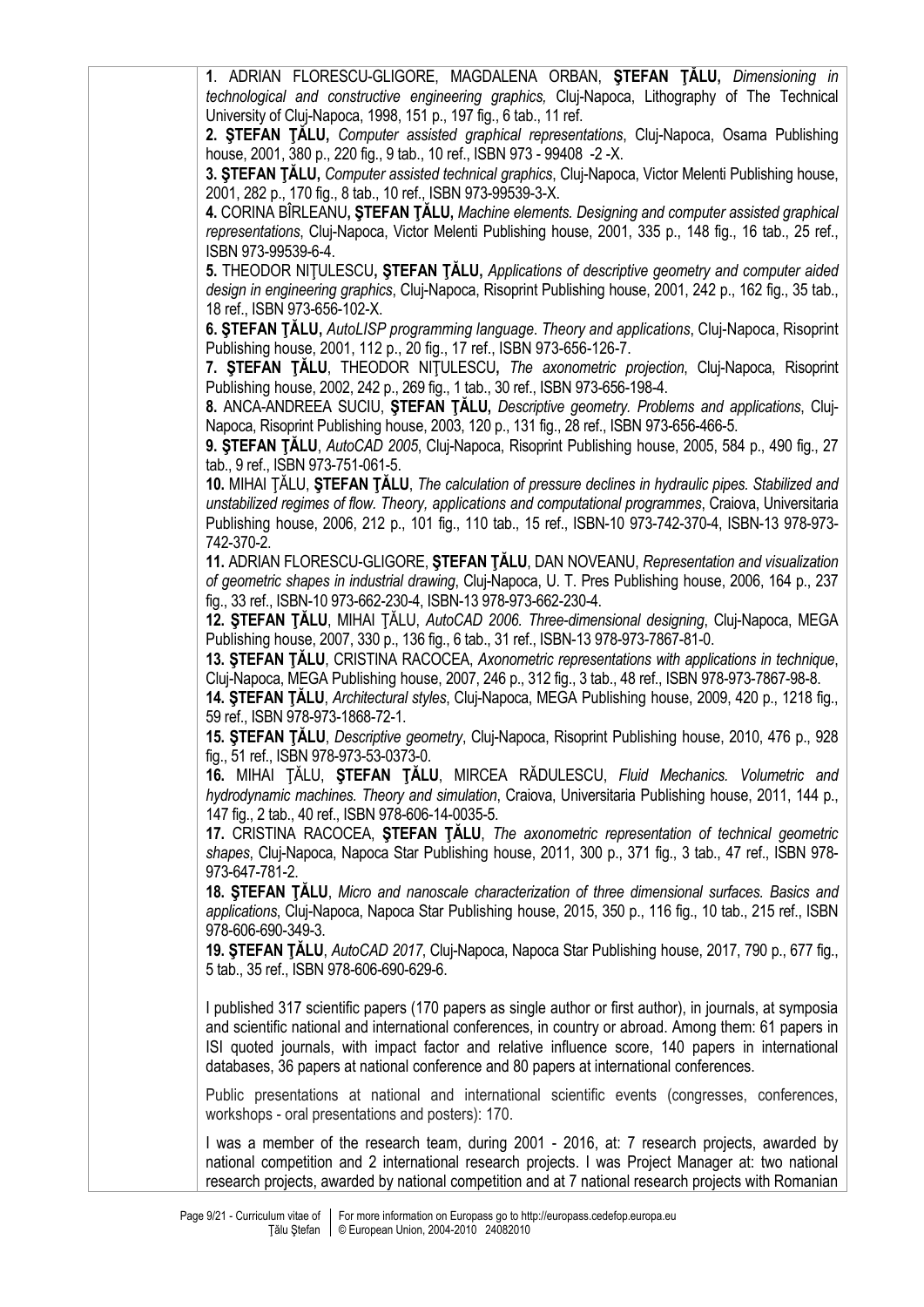**1**. ADRIAN FLORESCU-GLIGORE, MAGDALENA ORBAN, **ŞTEFAN ŢĂLU,** *Dimensioning in technological and constructive engineering graphics,* Cluj-Napoca, Lithography of The Technical University of Cluj-Napoca, 1998, 151 p., 197 fig., 6 tab., 11 ref.

**2. ŞTEFAN ŢĂLU,** *Computer assisted graphical representations*, Cluj-Napoca, Osama Publishing house, 2001, 380 p., 220 fig., 9 tab., 10 ref., ISBN 973 - 99408 -2 -X.

**3. ŞTEFAN ŢĂLU,** *Computer assisted technical graphics*, Cluj-Napoca, Victor Melenti Publishing house, 2001, 282 p., 170 fig., 8 tab., 10 ref., ISBN 973-99539-3-X.

**4.** CORINA BÎRLEANU**, ŞTEFAN ŢĂLU,** *Machine elements. Designing and computer assisted graphical representations*, Cluj-Napoca, Victor Melenti Publishing house, 2001, 335 p., 148 fig., 16 tab., 25 ref., ISBN 973-99539-6-4.

**5.** THEODOR NIŢULESCU**, ŞTEFAN ŢĂLU,** *Applications of descriptive geometry and computer aided design in engineering graphics*, Cluj-Napoca, Risoprint Publishing house, 2001, 242 p., 162 fig., 35 tab., 18 ref., ISBN 973-656-102-X.

**6. ŞTEFAN ŢĂLU,** *AutoLISP programming language. Theory and applications*, Cluj-Napoca, Risoprint Publishing house, 2001, 112 p., 20 fig., 17 ref., ISBN 973-656-126-7.

**7. ŞTEFAN ŢĂLU**, THEODOR NIŢULESCU**,** *The axonometric projection*, Cluj-Napoca, Risoprint Publishing house, 2002, 242 p., 269 fig., 1 tab., 30 ref., ISBN 973-656-198-4.

**8.** ANCA-ANDREEA SUCIU, **ŞTEFAN ŢĂLU,** *Descriptive geometry. Problems and applications*, Cluj-Napoca, Risoprint Publishing house, 2003, 120 p., 131 fig., 28 ref., ISBN 973-656-466-5.

**9. ŞTEFAN ŢĂLU**, *AutoCAD 2005*, Cluj-Napoca, Risoprint Publishing house, 2005, 584 p., 490 fig., 27 tab., 9 ref., ISBN 973-751-061-5.

**10.** MIHAI ŢĂLU, **ŞTEFAN ŢĂLU**, *The calculation of pressure declines in hydraulic pipes. Stabilized and unstabilized regimes of flow. Theory, applications and computational programmes*, Craiova, Universitaria Publishing house, 2006, 212 p., 101 fig., 110 tab., 15 ref., ISBN-10 973-742-370-4, ISBN-13 978-973-742-370-2.

**11.** ADRIAN FLORESCU-GLIGORE, **ŞTEFAN ŢĂLU**, DAN NOVEANU, *Representation and visualization of geometric shapes in industrial drawing*, Cluj-Napoca, U. T. Pres Publishing house, 2006, 164 p., 237 fig., 33 ref., ISBN-10 973-662-230-4, ISBN-13 978-973-662-230-4.

**12. ŞTEFAN ŢĂLU**, MIHAI ŢĂLU, *AutoCAD 2006. Three-dimensional designing*, Cluj-Napoca, MEGA Publishing house, 2007, 330 p., 136 fig., 6 tab., 31 ref., ISBN-13 978-973-7867-81-0.

**13. ŞTEFAN ŢĂLU**, CRISTINA RACOCEA, *Axonometric representations with applications in technique*, Cluj-Napoca, MEGA Publishing house, 2007, 246 p., 312 fig., 3 tab., 48 ref., ISBN 978-973-7867-98-8.

**14. ŞTEFAN ŢĂLU**, *Architectural styles*, Cluj-Napoca, MEGA Publishing house, 2009, 420 p., 1218 fig., 59 ref., ISBN 978-973-1868-72-1.

**15. ŞTEFAN ŢĂLU**, *Descriptive geometry*, Cluj-Napoca, Risoprint Publishing house, 2010, 476 p., 928 fig., 51 ref., ISBN 978-973-53-0373-0.

**16.** MIHAI ŢĂLU, **ŞTEFAN ŢĂLU**, MIRCEA RĂDULESCU, *Fluid Mechanics. Volumetric and hydrodynamic machines. Theory and simulation*, Craiova, Universitaria Publishing house, 2011, 144 p., 147 fig., 2 tab., 40 ref., ISBN 978-606-14-0035-5.

**17.** CRISTINA RACOCEA, **ŞTEFAN ŢĂLU**, *The axonometric representation of technical geometric shapes*, Cluj-Napoca, Napoca Star Publishing house, 2011, 300 p., 371 fig., 3 tab., 47 ref., ISBN 978-973-647-781-2.

**18. ŞTEFAN ŢĂLU**, *Micro and nanoscale characterization of three dimensional surfaces. Basics and applications*, Cluj-Napoca, Napoca Star Publishing house, 2015, 350 p., 116 fig., 10 tab., 215 ref., ISBN 978-606-690-349-3.

**19. ŞTEFAN ŢĂLU**, *AutoCAD 2017*, Cluj-Napoca, Napoca Star Publishing house, 2017, 790 p., 677 fig., 5 tab., 35 ref., ISBN 978-606-690-629-6.

I published 317 scientific papers (170 papers as single author or first author), in journals, at symposia and scientific national and international conferences, in country or abroad. Among them: 61 papers in ISI quoted journals, with impact factor and relative influence score, 140 papers in international databases, 36 papers at national conference and 80 papers at international conferences.

Public presentations at national and international scientific events (congresses, conferences, workshops - oral presentations and posters): 170.

I was a member of the research team, during 2001 - 2016, at: 7 research projects, awarded by national competition and 2 international research projects. I was Project Manager at: two national research projects, awarded by national competition and at 7 national research projects with Romanian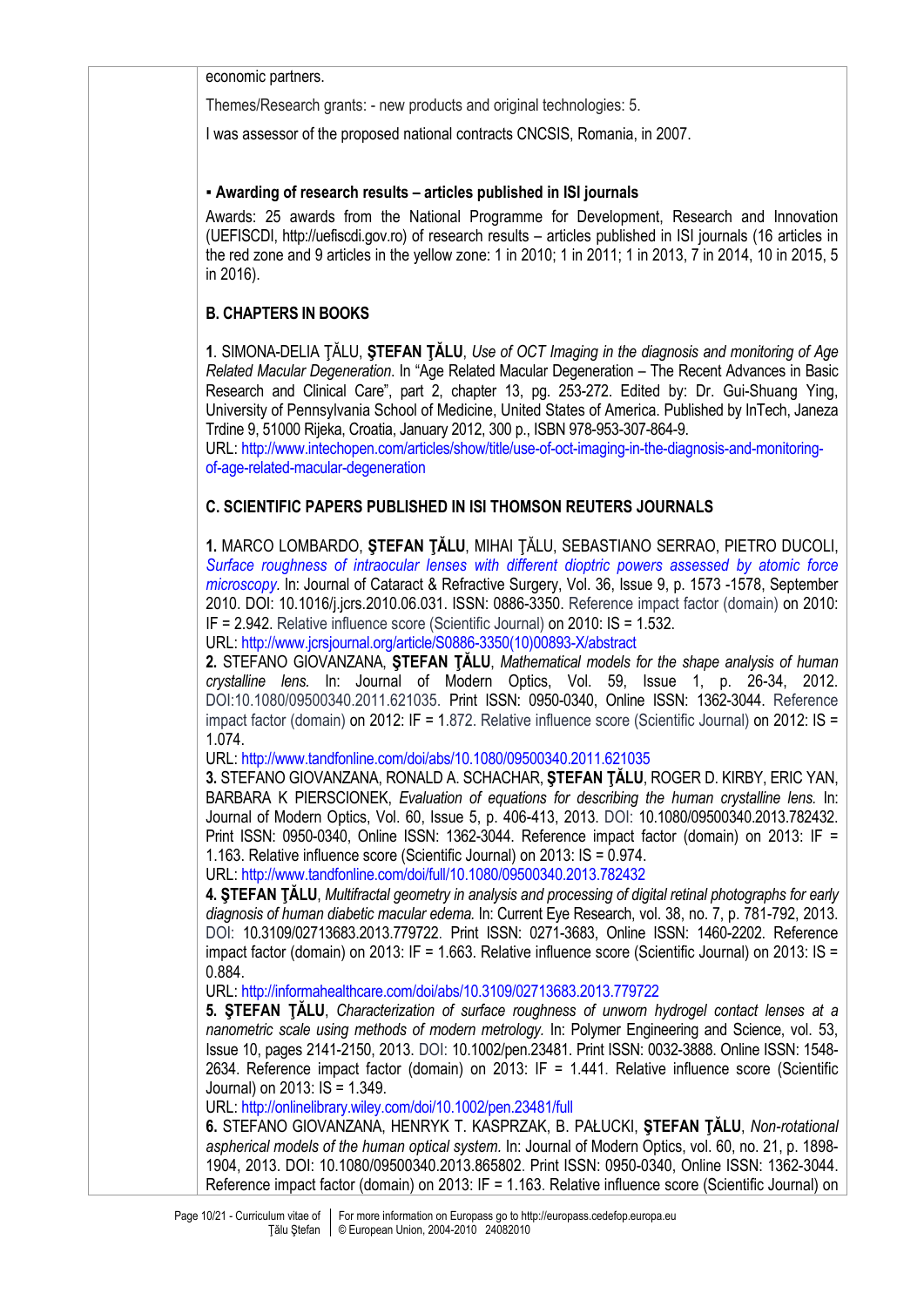economic partners.

Themes/Research grants: - new products and original technologies: 5.

I was assessor of the proposed national contracts CNCSIS, Romania, in 2007.

**▪ Awarding of research results – articles published in ISI journals**

Awards: 25 awards from the National Programme for Development, Research and Innovation (UEFISCDI, http://uefiscdi.gov.ro) of research results – articles published in ISI journals (16 articles in the red zone and 9 articles in the yellow zone: 1 in 2010; 1 in 2011; 1 in 2013, 7 in 2014, 10 in 2015, 5 in 2016).

**B. CHAPTERS IN BOOKS**

**1**. SIMONA-DELIA ŢĂLU, **ŞTEFAN ŢĂLU**, *Use of OCT Imaging in the diagnosis and monitoring of Age Related Macular Degeneration*. In "Age Related Macular Degeneration – The Recent Advances in Basic Research and Clinical Care", part 2, chapter 13, pg. 253-272. Edited by: Dr. Gui-Shuang Ying, University of Pennsylvania School of Medicine, United States of America. Published by InTech, Janeza Trdine 9, 51000 Rijeka, Croatia, January 2012, 300 p., ISBN 978-953-307-864-9.
URL: http://www.intechopen.com/articles/show/title/use-of-oct-imaging-in-the-diagnosis-and-monitoring-of-age-related-macular-degeneration

**C. SCIENTIFIC PAPERS PUBLISHED IN ISI THOMSON REUTERS JOURNALS**

**1.** MARCO LOMBARDO, **ŞTEFAN ŢĂLU**, MIHAI ŢĂLU, SEBASTIANO SERRAO, PIETRO DUCOLI, *Surface roughness of intraocular lenses with different dioptric powers assessed by atomic force microscopy.* In: Journal of Cataract & Refractive Surgery, Vol. 36, Issue 9, p. 1573 -1578, September 2010. DOI: 10.1016/j.jcrs.2010.06.031. ISSN: 0886-3350. Reference impact factor (domain) on 2010: IF = 2.942. Relative influence score (Scientific Journal) on 2010: IS = 1.532.
URL: http://www.jcrsjournal.org/article/S0886-3350(10)00893-X/abstract
**2.** STEFANO GIOVANZANA, **ŞTEFAN ŢĂLU**, *Mathematical models for the shape analysis of human crystalline lens.* In: Journal of Modern Optics, Vol. 59, Issue 1, p. 26-34, 2012. DOI:10.1080/09500340.2011.621035. Print ISSN: 0950-0340, Online ISSN: 1362-3044. Reference impact factor (domain) on 2012: IF = 1.872. Relative influence score (Scientific Journal) on 2012: IS = 1.074.
URL: http://www.tandfonline.com/doi/abs/10.1080/09500340.2011.621035
**3.** STEFANO GIOVANZANA, RONALD A. SCHACHAR, **ŞTEFAN ŢĂLU**, ROGER D. KIRBY, ERIC YAN, BARBARA K PIERSCIONEK, *Evaluation of equations for describing the human crystalline lens.* In: Journal of Modern Optics, Vol. 60, Issue 5, p. 406-413, 2013. DOI: 10.1080/09500340.2013.782432. Print ISSN: 0950-0340, Online ISSN: 1362-3044. Reference impact factor (domain) on 2013: IF = 1.163. Relative influence score (Scientific Journal) on 2013: IS = 0.974.
URL: http://www.tandfonline.com/doi/full/10.1080/09500340.2013.782432
**4. ŞTEFAN ŢĂLU**, *Multifractal geometry in analysis and processing of digital retinal photographs for early diagnosis of human diabetic macular edema.* In: Current Eye Research, vol. 38, no. 7, p. 781-792, 2013. DOI: 10.3109/02713683.2013.779722. Print ISSN: 0271-3683, Online ISSN: 1460-2202. Reference impact factor (domain) on 2013: IF = 1.663. Relative influence score (Scientific Journal) on 2013: IS = 0.884.
URL: http://informahealthcare.com/doi/abs/10.3109/02713683.2013.779722
**5. ŞTEFAN ŢĂLU**, *Characterization of surface roughness of unworn hydrogel contact lenses at a nanometric scale using methods of modern metrology.* In: Polymer Engineering and Science, vol. 53, Issue 10, pages 2141-2150, 2013. DOI: 10.1002/pen.23481. Print ISSN: 0032-3888. Online ISSN: 1548-2634. Reference impact factor (domain) on 2013: IF = 1.441. Relative influence score (Scientific Journal) on 2013: IS = 1.349.
URL: http://onlinelibrary.wiley.com/doi/10.1002/pen.23481/full
**6.** STEFANO GIOVANZANA, HENRYK T. KASPRZAK, B. PAŁUCKI, **ŞTEFAN ŢĂLU**, *Non-rotational aspherical models of the human optical system.* In: Journal of Modern Optics, vol. 60, no. 21, p. 1898-1904, 2013. DOI: 10.1080/09500340.2013.865802. Print ISSN: 0950-0340, Online ISSN: 1362-3044. Reference impact factor (domain) on 2013: IF = 1.163. Relative influence score (Scientific Journal) on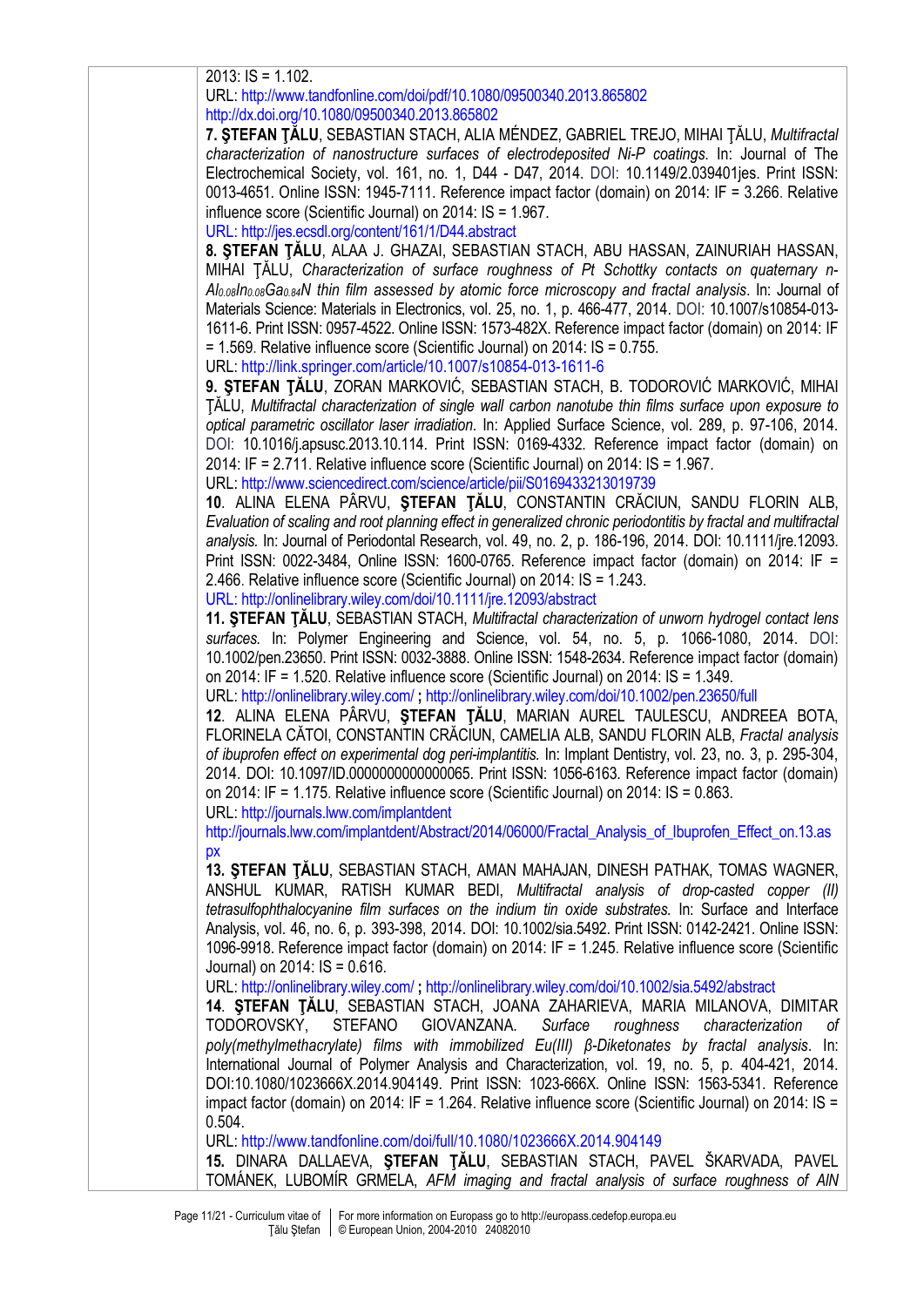2013: IS = 1.102.

URL: http://www.tandfonline.com/doi/pdf/10.1080/09500340.2013.865802
http://dx.doi.org/10.1080/09500340.2013.865802

**7. ŞTEFAN ŢĂLU**, SEBASTIAN STACH, ALIA MÉNDEZ, GABRIEL TREJO, MIHAI ŢĂLU, *Multifractal characterization of nanostructure surfaces of electrodeposited Ni-P coatings.* In: Journal of The Electrochemical Society, vol. 161, no. 1, D44 - D47, 2014. DOI: 10.1149/2.039401jes. Print ISSN: 0013-4651. Online ISSN: 1945-7111. Reference impact factor (domain) on 2014: IF = 3.266. Relative influence score (Scientific Journal) on 2014: IS = 1.967.

URL: http://jes.ecsdl.org/content/161/1/D44.abstract

**8. ŞTEFAN ŢĂLU**, ALAA J. GHAZAI, SEBASTIAN STACH, ABU HASSAN, ZAINURIAH HASSAN, MIHAI ŢĂLU, *Characterization of surface roughness of Pt Schottky contacts on quaternary n-$Al_{0.08}In_{0.08}Ga_{0.84}N$ thin film assessed by atomic force microscopy and fractal analysis*. In: Journal of Materials Science: Materials in Electronics, vol. 25, no. 1, p. 466-477, 2014. DOI: 10.1007/s10854-013-1611-6. Print ISSN: 0957-4522. Online ISSN: 1573-482X. Reference impact factor (domain) on 2014: IF = 1.569. Relative influence score (Scientific Journal) on 2014: IS = 0.755.

URL: http://link.springer.com/article/10.1007/s10854-013-1611-6

**9. ŞTEFAN ŢĂLU**, ZORAN MARKOVIĆ, SEBASTIAN STACH, B. TODOROVIĆ MARKOVIĆ, MIHAI ŢĂLU, *Multifractal characterization of single wall carbon nanotube thin films surface upon exposure to optical parametric oscillator laser irradiation*. In: Applied Surface Science, vol. 289, p. 97-106, 2014. DOI: 10.1016/j.apsusc.2013.10.114. Print ISSN: 0169-4332. Reference impact factor (domain) on 2014: IF = 2.711. Relative influence score (Scientific Journal) on 2014: IS = 1.967.

URL: http://www.sciencedirect.com/science/article/pii/S0169433213019739

**10**. ALINA ELENA PÂRVU, **ŞTEFAN ŢĂLU**, CONSTANTIN CRĂCIUN, SANDU FLORIN ALB, *Evaluation of scaling and root planning effect in generalized chronic periodontitis by fractal and multifractal analysis.* In: Journal of Periodontal Research, vol. 49, no. 2, p. 186-196, 2014. DOI: 10.1111/jre.12093. Print ISSN: 0022-3484, Online ISSN: 1600-0765. Reference impact factor (domain) on 2014: IF = 2.466. Relative influence score (Scientific Journal) on 2014: IS = 1.243.

URL: http://onlinelibrary.wiley.com/doi/10.1111/jre.12093/abstract

**11. ŞTEFAN ŢĂLU**, SEBASTIAN STACH, *Multifractal characterization of unworn hydrogel contact lens surfaces.* In: Polymer Engineering and Science, vol. 54, no. 5, p. 1066-1080, 2014. DOI: 10.1002/pen.23650. Print ISSN: 0032-3888. Online ISSN: 1548-2634. Reference impact factor (domain) on 2014: IF = 1.520. Relative influence score (Scientific Journal) on 2014: IS = 1.349.

URL: http://onlinelibrary.wiley.com/ **;** http://onlinelibrary.wiley.com/doi/10.1002/pen.23650/full

**12**. ALINA ELENA PÂRVU, **ŞTEFAN ŢĂLU**, MARIAN AUREL TAULESCU, ANDREEA BOTA, FLORINELA CĂTOI, CONSTANTIN CRĂCIUN, CAMELIA ALB, SANDU FLORIN ALB, *Fractal analysis of ibuprofen effect on experimental dog peri-implantitis.* In: Implant Dentistry, vol. 23, no. 3, p. 295-304, 2014. DOI: 10.1097/ID.0000000000000065. Print ISSN: 1056-6163. Reference impact factor (domain) on 2014: IF = 1.175. Relative influence score (Scientific Journal) on 2014: IS = 0.863.

URL: http://journals.lww.com/implantdent
http://journals.lww.com/implantdent/Abstract/2014/06000/Fractal_Analysis_of_Ibuprofen_Effect_on.13.aspx

**13. ŞTEFAN ŢĂLU**, SEBASTIAN STACH, AMAN MAHAJAN, DINESH PATHAK, TOMAS WAGNER, ANSHUL KUMAR, RATISH KUMAR BEDI, *Multifractal analysis of drop-casted copper (II) tetrasulfophthalocyanine film surfaces on the indium tin oxide substrates.* In: Surface and Interface Analysis, vol. 46, no. 6, p. 393-398, 2014. DOI: 10.1002/sia.5492. Print ISSN: 0142-2421. Online ISSN: 1096-9918. Reference impact factor (domain) on 2014: IF = 1.245. Relative influence score (Scientific Journal) on 2014: IS = 0.616.

URL: http://onlinelibrary.wiley.com/ **;** http://onlinelibrary.wiley.com/doi/10.1002/sia.5492/abstract

**14**. **ŞTEFAN ŢĂLU**, SEBASTIAN STACH, JOANA ZAHARIEVA, MARIA MILANOVA, DIMITAR TODOROVSKY, STEFANO GIOVANZANA. *Surface roughness characterization of poly(methylmethacrylate) films with immobilized Eu(III) β-Diketonates by fractal analysis*. In: International Journal of Polymer Analysis and Characterization, vol. 19, no. 5, p. 404-421, 2014. DOI:10.1080/1023666X.2014.904149. Print ISSN: 1023-666X. Online ISSN: 1563-5341. Reference impact factor (domain) on 2014: IF = 1.264. Relative influence score (Scientific Journal) on 2014: IS = 0.504.

URL: http://www.tandfonline.com/doi/full/10.1080/1023666X.2014.904149

**15.** DINARA DALLAEVA, **ŞTEFAN ŢĂLU**, SEBASTIAN STACH, PAVEL ŠKARVADA, PAVEL TOMÁNEK, LUBOMÍR GRMELA, *AFM imaging and fractal analysis of surface roughness of AlN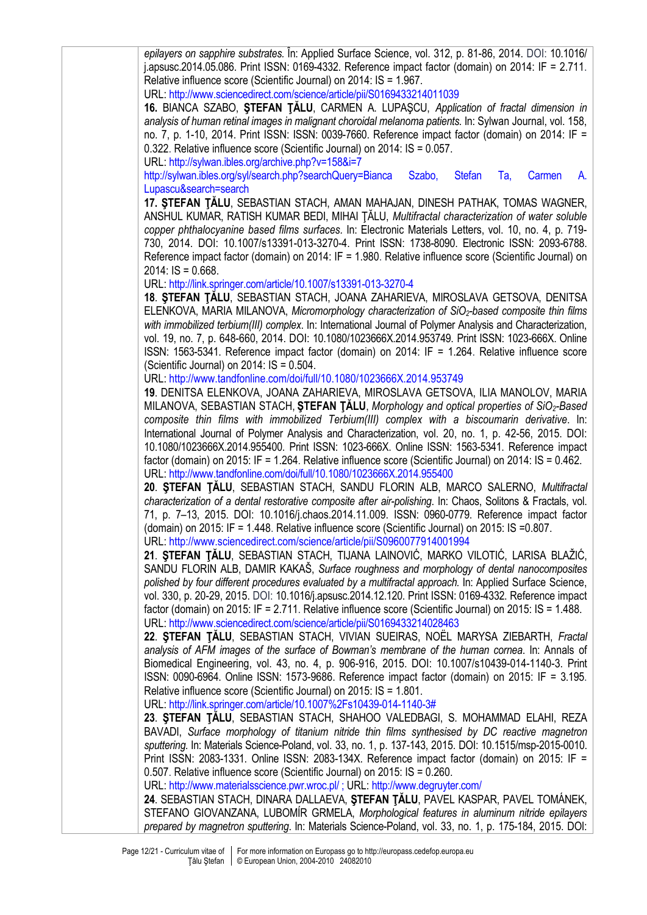*epilayers on sapphire substrates*. În: Applied Surface Science, vol. 312, p. 81-86, 2014. DOI: 10.1016/ j.apsusc.2014.05.086. Print ISSN: 0169-4332. Reference impact factor (domain) on 2014: IF = 2.711. Relative influence score (Scientific Journal) on 2014: IS = 1.967.
URL: http://www.sciencedirect.com/science/article/pii/S0169433214011039

**16.** BIANCA SZABO, **ŞTEFAN ŢĂLU**, CARMEN A. LUPAŞCU, *Application of fractal dimension in analysis of human retinal images in malignant choroidal melanoma patients.* In: Sylwan Journal, vol. 158, no. 7, p. 1-10, 2014. Print ISSN: ISSN: 0039-7660. Reference impact factor (domain) on 2014: IF = 0.322. Relative influence score (Scientific Journal) on 2014: IS = 0.057.
URL: http://sylwan.ibles.org/archive.php?v=158&i=7
http://sylwan.ibles.org/syl/search.php?searchQuery=Bianca Szabo, Stefan Ta, Carmen A. Lupascu&search=search

**17. ŞTEFAN ŢĂLU**, SEBASTIAN STACH, AMAN MAHAJAN, DINESH PATHAK, TOMAS WAGNER, ANSHUL KUMAR, RATISH KUMAR BEDI, MIHAI ŢĂLU, *Multifractal characterization of water soluble copper phthalocyanine based films surfaces*. In: Electronic Materials Letters, vol. 10, no. 4, p. 719-730, 2014. DOI: 10.1007/s13391-013-3270-4. Print ISSN: 1738-8090. Electronic ISSN: 2093-6788. Reference impact factor (domain) on 2014: IF = 1.980. Relative influence score (Scientific Journal) on 2014: IS = 0.668.
URL: http://link.springer.com/article/10.1007/s13391-013-3270-4

**18**. **ŞTEFAN ŢĂLU**, SEBASTIAN STACH, JOANA ZAHARIEVA, MIROSLAVA GETSOVA, DENITSA ELENKOVA, MARIA MILANOVA, *Micromorphology characterization of $SiO_2$-based composite thin films with immobilized terbium(III) complex*. In: International Journal of Polymer Analysis and Characterization, vol. 19, no. 7, p. 648-660, 2014. DOI: 10.1080/1023666X.2014.953749. Print ISSN: 1023-666X. Online ISSN: 1563-5341. Reference impact factor (domain) on 2014: IF = 1.264. Relative influence score (Scientific Journal) on 2014: IS = 0.504.
URL: http://www.tandfonline.com/doi/full/10.1080/1023666X.2014.953749

**19**. DENITSA ELENKOVA, JOANA ZAHARIEVA, MIROSLAVA GETSOVA, ILIA MANOLOV, MARIA MILANOVA, SEBASTIAN STACH, **ŞTEFAN ŢĂLU**, *Morphology and optical properties of $SiO_2$-Based composite thin films with immobilized Terbium(III) complex with a biscoumarin derivative*. In: International Journal of Polymer Analysis and Characterization, vol. 20, no. 1, p. 42-56, 2015. DOI: 10.1080/1023666X.2014.955400. Print ISSN: 1023-666X. Online ISSN: 1563-5341. Reference impact factor (domain) on 2015: IF = 1.264. Relative influence score (Scientific Journal) on 2014: IS = 0.462.
URL: http://www.tandfonline.com/doi/full/10.1080/1023666X.2014.955400

**20**. **ŞTEFAN ŢĂLU**, SEBASTIAN STACH, SANDU FLORIN ALB, MARCO SALERNO, *Multifractal characterization of a dental restorative composite after air-polishing*. In: Chaos, Solitons & Fractals, vol. 71, p. 7–13, 2015. DOI: 10.1016/j.chaos.2014.11.009. ISSN: 0960-0779. Reference impact factor (domain) on 2015: IF = 1.448. Relative influence score (Scientific Journal) on 2015: IS =0.807.
URL: http://www.sciencedirect.com/science/article/pii/S0960077914001994

**21**. **ŞTEFAN ŢĂLU**, SEBASTIAN STACH, TIJANA LAINOVIĆ, MARKO VILOTIĆ, LARISA BLAŽIĆ, SANDU FLORIN ALB, DAMIR KAKAŠ, *Surface roughness and morphology of dental nanocomposites polished by four different procedures evaluated by a multifractal approach.* In: Applied Surface Science, vol. 330, p. 20-29, 2015. DOI: 10.1016/j.apsusc.2014.12.120. Print ISSN: 0169-4332. Reference impact factor (domain) on 2015: IF = 2.711. Relative influence score (Scientific Journal) on 2015: IS = 1.488.
URL: http://www.sciencedirect.com/science/article/pii/S0169433214028463

**22**. **ŞTEFAN ŢĂLU**, SEBASTIAN STACH, VIVIAN SUEIRAS, NOËL MARYSA ZIEBARTH, *Fractal analysis of AFM images of the surface of Bowman's membrane of the human cornea*. In: Annals of Biomedical Engineering, vol. 43, no. 4, p. 906-916, 2015. DOI: 10.1007/s10439-014-1140-3. Print ISSN: 0090-6964. Online ISSN: 1573-9686. Reference impact factor (domain) on 2015: IF = 3.195. Relative influence score (Scientific Journal) on 2015: IS = 1.801.
URL: http://link.springer.com/article/10.1007%2Fs10439-014-1140-3#

**23**. **ŞTEFAN ŢĂLU**, SEBASTIAN STACH, SHAHOO VALEDBAGI, S. MOHAMMAD ELAHI, REZA BAVADI, *Surface morphology of titanium nitride thin films synthesised by DC reactive magnetron sputtering.* In: Materials Science-Poland, vol. 33, no. 1, p. 137-143, 2015. DOI: 10.1515/msp-2015-0010. Print ISSN: 2083-1331. Online ISSN: 2083-134X. Reference impact factor (domain) on 2015: IF = 0.507. Relative influence score (Scientific Journal) on 2015: IS = 0.260.
URL: http://www.materialsscience.pwr.wroc.pl/ ; URL: http://www.degruyter.com/

**24**. SEBASTIAN STACH, DINARA DALLAEVA, **ŞTEFAN ŢĂLU**, PAVEL KASPAR, PAVEL TOMÁNEK, STEFANO GIOVANZANA, LUBOMÍR GRMELA, *Morphological features in aluminum nitride epilayers prepared by magnetron sputtering*. In: Materials Science-Poland, vol. 33, no. 1, p. 175-184, 2015. DOI: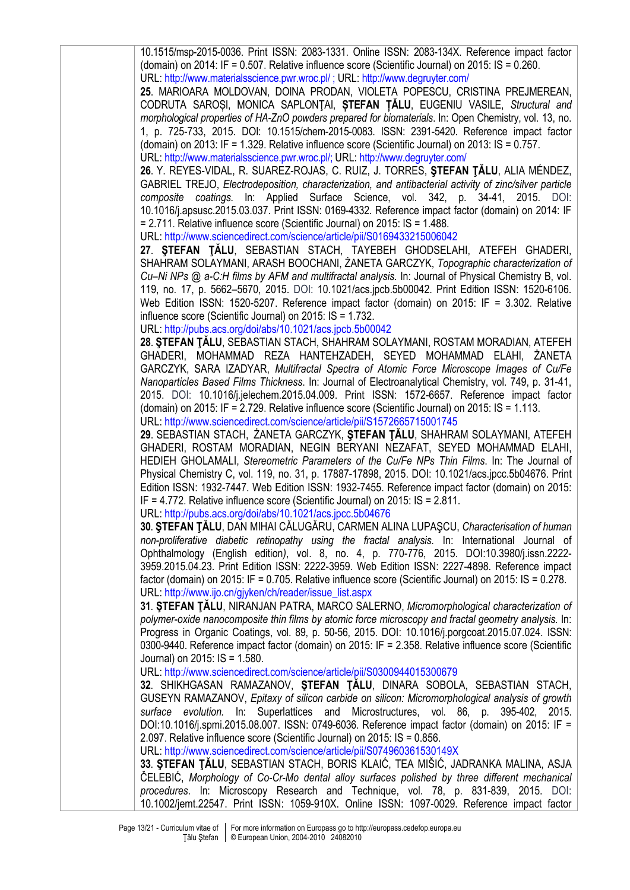10.1515/msp-2015-0036. Print ISSN: 2083-1331. Online ISSN: 2083-134X. Reference impact factor (domain) on 2014: IF = 0.507. Relative influence score (Scientific Journal) on 2015: IS = 0.260.
URL: http://www.materialsscience.pwr.wroc.pl/ ; URL: http://www.degruyter.com/

**25**. MARIOARA MOLDOVAN, DOINA PRODAN, VIOLETA POPESCU, CRISTINA PREJMEREAN, CODRUTA SAROȘI, MONICA SAPLONȚAI, **ȘTEFAN ȚĂLU**, EUGENIU VASILE, *Structural and morphological properties of HA-ZnO powders prepared for biomaterials*. In: Open Chemistry, vol. 13, no. 1, p. 725-733, 2015. DOI: 10.1515/chem-2015-0083. ISSN: 2391-5420. Reference impact factor (domain) on 2013: IF = 1.329. Relative influence score (Scientific Journal) on 2013: IS = 0.757.
URL: http://www.materialsscience.pwr.wroc.pl/; URL: http://www.degruyter.com/

**26**. Y. REYES-VIDAL, R. SUAREZ-ROJAS, C. RUIZ, J. TORRES, **ȘTEFAN ȚĂLU**, ALIA MÉNDEZ, GABRIEL TREJO, *Electrodeposition, characterization, and antibacterial activity of zinc/silver particle composite coatings.* In: Applied Surface Science, vol. 342, p. 34-41, 2015. DOI: 10.1016/j.apsusc.2015.03.037. Print ISSN: 0169-4332. Reference impact factor (domain) on 2014: IF = 2.711. Relative influence score (Scientific Journal) on 2015: IS = 1.488.
URL: http://www.sciencedirect.com/science/article/pii/S0169433215006042

**27**. **ȘTEFAN ȚĂLU**, SEBASTIAN STACH, TAYEBEH GHODSELAHI, ATEFEH GHADERI, SHAHRAM SOLAYMANI, ARASH BOOCHANI, ŻANETA GARCZYK, *Topographic characterization of Cu–Ni NPs @ a-C:H films by AFM and multifractal analysis.* In: Journal of Physical Chemistry B, vol. 119, no. 17, p. 5662–5670, 2015. DOI: 10.1021/acs.jpcb.5b00042. Print Edition ISSN: 1520-6106. Web Edition ISSN: 1520-5207. Reference impact factor (domain) on 2015: IF = 3.302. Relative influence score (Scientific Journal) on 2015: IS = 1.732.
URL: http://pubs.acs.org/doi/abs/10.1021/acs.jpcb.5b00042

**28**. **ȘTEFAN ȚĂLU**, SEBASTIAN STACH, SHAHRAM SOLAYMANI, ROSTAM MORADIAN, ATEFEH GHADERI, MOHAMMAD REZA HANTEHZADEH, SEYED MOHAMMAD ELAHI, ŻANETA GARCZYK, SARA IZADYAR, *Multifractal Spectra of Atomic Force Microscope Images of Cu/Fe Nanoparticles Based Films Thickness*. In: Journal of Electroanalytical Chemistry, vol. 749, p. 31-41, 2015. DOI: 10.1016/j.jelechem.2015.04.009. Print ISSN: 1572-6657. Reference impact factor (domain) on 2015: IF = 2.729. Relative influence score (Scientific Journal) on 2015: IS = 1.113.
URL: http://www.sciencedirect.com/science/article/pii/S1572665715001745

**29**. SEBASTIAN STACH, ŻANETA GARCZYK, **ȘTEFAN ȚĂLU**, SHAHRAM SOLAYMANI, ATEFEH GHADERI, ROSTAM MORADIAN, NEGIN BERYANI NEZAFAT, SEYED MOHAMMAD ELAHI, HEDIEH GHOLAMALI, *Stereometric Parameters of the Cu/Fe NPs Thin Films*. In: The Journal of Physical Chemistry C, vol. 119, no. 31, p. 17887-17898, 2015. DOI: 10.1021/acs.jpcc.5b04676. Print Edition ISSN: 1932-7447. Web Edition ISSN: 1932-7455. Reference impact factor (domain) on 2015: IF = 4.772. Relative influence score (Scientific Journal) on 2015: IS = 2.811.
URL: http://pubs.acs.org/doi/abs/10.1021/acs.jpcc.5b04676

**30**. **ȘTEFAN ȚĂLU**, DAN MIHAI CĂLUGĂRU, CARMEN ALINA LUPAȘCU, *Characterisation of human non-proliferative diabetic retinopathy using the fractal analysis.* In: International Journal of Ophthalmology (English edition), vol. 8, no. 4, p. 770-776, 2015. DOI:10.3980/j.issn.2222-3959.2015.04.23. Print Edition ISSN: 2222-3959. Web Edition ISSN: 2227-4898. Reference impact factor (domain) on 2015: IF = 0.705. Relative influence score (Scientific Journal) on 2015: IS = 0.278.
URL: http://www.ijo.cn/gjyken/ch/reader/issue_list.aspx

**31**. **ȘTEFAN ȚĂLU**, NIRANJAN PATRA, MARCO SALERNO, *Micromorphological characterization of polymer-oxide nanocomposite thin films by atomic force microscopy and fractal geometry analysis.* In: Progress in Organic Coatings, vol. 89, p. 50-56, 2015. DOI: 10.1016/j.porgcoat.2015.07.024. ISSN: 0300-9440. Reference impact factor (domain) on 2015: IF = 2.358. Relative influence score (Scientific Journal) on 2015: IS = 1.580.
URL: http://www.sciencedirect.com/science/article/pii/S0300944015300679

**32**. SHIKHGASAN RAMAZANOV, **ȘTEFAN ȚĂLU**, DINARA SOBOLA, SEBASTIAN STACH, GUSEYN RAMAZANOV, *Epitaxy of silicon carbide on silicon: Micromorphological analysis of growth surface evolution.* In: Superlattices and Microstructures, vol. 86, p. 395-402, 2015. DOI:10.1016/j.spmi.2015.08.007. ISSN: 0749-6036. Reference impact factor (domain) on 2015: IF = 2.097. Relative influence score (Scientific Journal) on 2015: IS = 0.856.
URL: http://www.sciencedirect.com/science/article/pii/S074960361530149X

**33**. **ȘTEFAN ȚĂLU**, SEBASTIAN STACH, BORIS KLAIĆ, TEA MIŠIĆ, JADRANKA MALINA, ASJA ČELEBIĆ, *Morphology of Co-Cr-Mo dental alloy surfaces polished by three different mechanical procedures*. In: Microscopy Research and Technique, vol. 78, p. 831-839, 2015. DOI: 10.1002/jemt.22547. Print ISSN: 1059-910X. Online ISSN: 1097-0029. Reference impact factor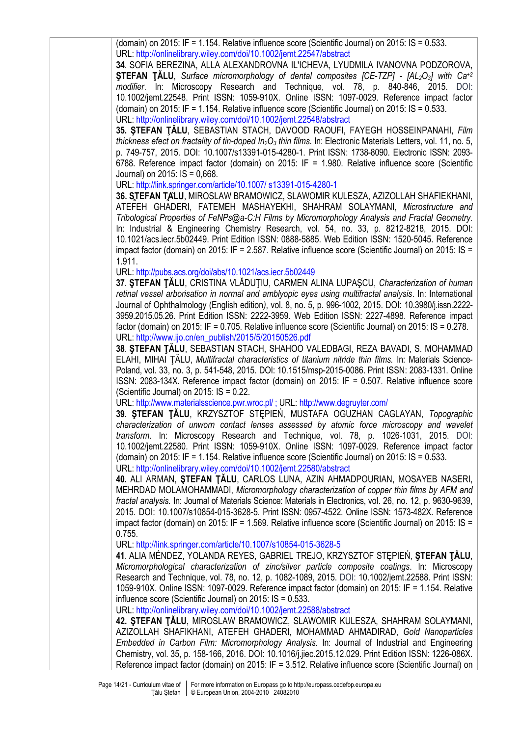(domain) on 2015: IF = 1.154. Relative influence score (Scientific Journal) on 2015: IS = 0.533.
URL: http://onlinelibrary.wiley.com/doi/10.1002/jemt.22547/abstract

**34**. SOFIA BEREZINA, ALLA ALEXANDROVNA IL'ICHEVA, LYUDMILA IVANOVNA PODZOROVA, **ŞTEFAN ŢĂLU**, *Surface micromorphology of dental composites [CE-TZP] - [$AL_2O_3$] with $Ca^{+2}$ modifier*. In: Microscopy Research and Technique, vol. 78, p. 840-846, 2015. DOI: 10.1002/jemt.22548. Print ISSN: 1059-910X. Online ISSN: 1097-0029. Reference impact factor (domain) on 2015: IF = 1.154. Relative influence score (Scientific Journal) on 2015: IS = 0.533.
URL: http://onlinelibrary.wiley.com/doi/10.1002/jemt.22548/abstract

**35. ŞTEFAN ŢĂLU**, SEBASTIAN STACH, DAVOOD RAOUFI, FAYEGH HOSSEINPANAHI, *Film thickness efect on fractality of tin-doped $In_2O_3$ thin films.* In: Electronic Materials Letters, vol. 11, no. 5, p. 749-757, 2015. DOI: 10.1007/s13391-015-4280-1. Print ISSN: 1738-8090. Electronic ISSN: 2093-6788. Reference impact factor (domain) on 2015: IF = 1.980. Relative influence score (Scientific Journal) on 2015: IS = 0,668.
URL: http://link.springer.com/article/10.1007/ s13391-015-4280-1

**36. ŞTEFAN ŢĂLU**, MIROSLAW BRAMOWICZ, SLAWOMIR KULESZA, AZIZOLLAH SHAFIEKHANI, ATEFEH GHADERI, FATEMEH MASHAYEKHI, SHAHRAM SOLAYMANI, *Microstructure and Tribological Properties of FeNPs@a-C:H Films by Micromorphology Analysis and Fractal Geometry.* In: Industrial & Engineering Chemistry Research, vol. 54, no. 33, p. 8212-8218, 2015. DOI: 10.1021/acs.iecr.5b02449. Print Edition ISSN: 0888-5885. Web Edition ISSN: 1520-5045. Reference impact factor (domain) on 2015: IF = 2.587. Relative influence score (Scientific Journal) on 2015: IS = 1.911.
URL: http://pubs.acs.org/doi/abs/10.1021/acs.iecr.5b02449

**37**. **ŞTEFAN ŢĂLU**, CRISTINA VLĂDUŢIU, CARMEN ALINA LUPAŞCU, *Characterization of human retinal vessel arborisation in normal and amblyopic eyes using multifractal analysis*. In: International Journal of Ophthalmology (English edition), vol. 8, no. 5, p. 996-1002, 2015. DOI: 10.3980/j.issn.2222-3959.2015.05.26. Print Edition ISSN: 2222-3959. Web Edition ISSN: 2227-4898. Reference impact factor (domain) on 2015: IF = 0.705. Relative influence score (Scientific Journal) on 2015: IS = 0.278.
URL: http://www.ijo.cn/en_publish/2015/5/20150526.pdf

**38**. **ŞTEFAN ŢĂLU**, SEBASTIAN STACH, SHAHOO VALEDBAGI, REZA BAVADI, S. MOHAMMAD ELAHI, MIHAI ŢĂLU, *Multifractal characteristics of titanium nitride thin films.* In: Materials Science-Poland, vol. 33, no. 3, p. 541-548, 2015. DOI: 10.1515/msp-2015-0086. Print ISSN: 2083-1331. Online ISSN: 2083-134X. Reference impact factor (domain) on 2015: IF = 0.507. Relative influence score (Scientific Journal) on 2015: IS = 0.22.
URL: http://www.materialsscience.pwr.wroc.pl/ ; URL: http://www.degruyter.com/

**39**. **ŞTEFAN ŢĂLU**, KRZYSZTOF STĘPIEŃ, MUSTAFA OGUZHAN CAGLAYAN, *Topographic characterization of unworn contact lenses assessed by atomic force microscopy and wavelet transform.* In: Microscopy Research and Technique, vol. 78, p. 1026-1031, 2015. DOI: 10.1002/jemt.22580. Print ISSN: 1059-910X. Online ISSN: 1097-0029. Reference impact factor (domain) on 2015: IF = 1.154. Relative influence score (Scientific Journal) on 2015: IS = 0.533.
URL: http://onlinelibrary.wiley.com/doi/10.1002/jemt.22580/abstract

**40.** ALI ARMAN, **ŞTEFAN ŢĂLU**, CARLOS LUNA, AZIN AHMADPOURIAN, MOSAYEB NASERI, MEHRDAD MOLAMOHAMMADI, *Micromorphology characterization of copper thin films by AFM and fractal analysis.* In: Journal of Materials Science: Materials in Electronics, vol. 26, no. 12, p. 9630-9639, 2015. DOI: 10.1007/s10854-015-3628-5. Print ISSN: 0957-4522. Online ISSN: 1573-482X. Reference impact factor (domain) on 2015: IF = 1.569. Relative influence score (Scientific Journal) on 2015: IS = 0.755.
URL: http://link.springer.com/article/10.1007/s10854-015-3628-5

**41**. ALIA MÉNDEZ, YOLANDA REYES, GABRIEL TREJO, KRZYSZTOF STĘPIEŃ, **ŞTEFAN ŢĂLU**, *Micromorphological characterization of zinc/silver particle composite coatings*. In: Microscopy Research and Technique, vol. 78, no. 12, p. 1082-1089, 2015. DOI: 10.1002/jemt.22588. Print ISSN: 1059-910X. Online ISSN: 1097-0029. Reference impact factor (domain) on 2015: IF = 1.154. Relative influence score (Scientific Journal) on 2015: IS = 0.533.
URL: http://onlinelibrary.wiley.com/doi/10.1002/jemt.22588/abstract

**42. ŞTEFAN ŢĂLU**, MIROSLAW BRAMOWICZ, SLAWOMIR KULESZA, SHAHRAM SOLAYMANI, AZIZOLLAH SHAFIKHANI, ATEFEH GHADERI, MOHAMMAD AHMADIRAD, *Gold Nanoparticles Embedded in Carbon Film: Micromorphology Analysis.* In: Journal of Industrial and Engineering Chemistry, vol. 35, p. 158-166, 2016. DOI: 10.1016/j.jiec.2015.12.029. Print Edition ISSN: 1226-086X. Reference impact factor (domain) on 2015: IF = 3.512. Relative influence score (Scientific Journal) on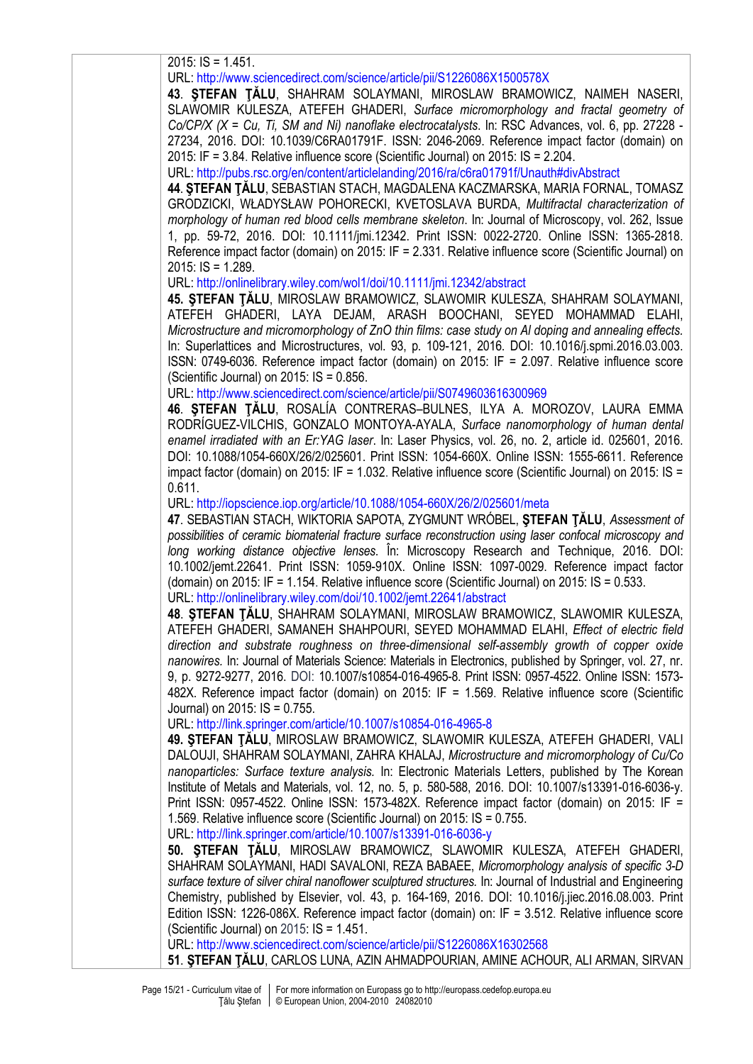2015: IS = 1.451.

URL: http://www.sciencedirect.com/science/article/pii/S1226086X1500578X

**43**. **ŞTEFAN ŢĂLU**, SHAHRAM SOLAYMANI, MIROSLAW BRAMOWICZ, NAIMEH NASERI, SLAWOMIR KULESZA, ATEFEH GHADERI, *Surface micromorphology and fractal geometry of Co/CP/X (X = Cu, Ti, SM and Ni) nanoflake electrocatalysts*. In: RSC Advances, vol. 6, pp. 27228 - 27234, 2016. DOI: 10.1039/C6RA01791F. ISSN: 2046-2069. Reference impact factor (domain) on 2015: IF = 3.84. Relative influence score (Scientific Journal) on 2015: IS = 2.204.

URL: http://pubs.rsc.org/en/content/articlelanding/2016/ra/c6ra01791f/Unauth#divAbstract

**44**. **ŞTEFAN ŢĂLU**, SEBASTIAN STACH, MAGDALENA KACZMARSKA, MARIA FORNAL, TOMASZ GRODZICKI, WŁADYSŁAW POHORECKI, KVETOSLAVA BURDA, *Multifractal characterization of morphology of human red blood cells membrane skeleton*. In: Journal of Microscopy, vol. 262, Issue 1, pp. 59-72, 2016. DOI: 10.1111/jmi.12342. Print ISSN: 0022-2720. Online ISSN: 1365-2818. Reference impact factor (domain) on 2015: IF = 2.331. Relative influence score (Scientific Journal) on 2015: IS = 1.289.

URL: http://onlinelibrary.wiley.com/wol1/doi/10.1111/jmi.12342/abstract

**45. ŞTEFAN ŢĂLU**, MIROSLAW BRAMOWICZ, SLAWOMIR KULESZA, SHAHRAM SOLAYMANI, ATEFEH GHADERI, LAYA DEJAM, ARASH BOOCHANI, SEYED MOHAMMAD ELAHI, *Microstructure and micromorphology of ZnO thin films: case study on Al doping and annealing effects.* In: Superlattices and Microstructures, vol. 93, p. 109-121, 2016. DOI: 10.1016/j.spmi.2016.03.003. ISSN: 0749-6036. Reference impact factor (domain) on 2015: IF = 2.097. Relative influence score (Scientific Journal) on 2015: IS = 0.856.

URL: http://www.sciencedirect.com/science/article/pii/S0749603616300969

**46**. **ŞTEFAN ŢĂLU**, ROSALÍA CONTRERAS–BULNES, ILYA A. MOROZOV, LAURA EMMA RODRÍGUEZ-VILCHIS, GONZALO MONTOYA-AYALA, *Surface nanomorphology of human dental enamel irradiated with an Er:YAG laser*. In: Laser Physics, vol. 26, no. 2, article id. 025601, 2016. DOI: 10.1088/1054-660X/26/2/025601. Print ISSN: 1054-660X. Online ISSN: 1555-6611. Reference impact factor (domain) on 2015: IF = 1.032. Relative influence score (Scientific Journal) on 2015: IS = 0.611.

URL: http://iopscience.iop.org/article/10.1088/1054-660X/26/2/025601/meta

**47**. SEBASTIAN STACH, WIKTORIA SAPOTA, ZYGMUNT WRÓBEL, **ŞTEFAN ŢĂLU**, *Assessment of possibilities of ceramic biomaterial fracture surface reconstruction using laser confocal microscopy and long working distance objective lenses*. În: Microscopy Research and Technique, 2016. DOI: 10.1002/jemt.22641. Print ISSN: 1059-910X. Online ISSN: 1097-0029. Reference impact factor (domain) on 2015: IF = 1.154. Relative influence score (Scientific Journal) on 2015: IS = 0.533.

URL: http://onlinelibrary.wiley.com/doi/10.1002/jemt.22641/abstract

**48**. **ŞTEFAN ŢĂLU**, SHAHRAM SOLAYMANI, MIROSLAW BRAMOWICZ, SLAWOMIR KULESZA, ATEFEH GHADERI, SAMANEH SHAHPOURI, SEYED MOHAMMAD ELAHI, *Effect of electric field direction and substrate roughness on three-dimensional self-assembly growth of copper oxide nanowires.* In: Journal of Materials Science: Materials in Electronics, published by Springer, vol. 27, nr. 9, p. 9272-9277, 2016. DOI: 10.1007/s10854-016-4965-8. Print ISSN: 0957-4522. Online ISSN: 1573-482X. Reference impact factor (domain) on 2015: IF = 1.569. Relative influence score (Scientific Journal) on 2015: IS = 0.755.

URL: http://link.springer.com/article/10.1007/s10854-016-4965-8

**49. ŞTEFAN ŢĂLU**, MIROSLAW BRAMOWICZ, SLAWOMIR KULESZA, ATEFEH GHADERI, VALI DALOUJI, SHAHRAM SOLAYMANI, ZAHRA KHALAJ, *Microstructure and micromorphology of Cu/Co nanoparticles: Surface texture analysis.* In: Electronic Materials Letters, published by The Korean Institute of Metals and Materials, vol. 12, no. 5, p. 580-588, 2016. DOI: 10.1007/s13391-016-6036-y. Print ISSN: 0957-4522. Online ISSN: 1573-482X. Reference impact factor (domain) on 2015: IF = 1.569. Relative influence score (Scientific Journal) on 2015: IS = 0.755.

URL: http://link.springer.com/article/10.1007/s13391-016-6036-y

**50. ŞTEFAN ŢĂLU**, MIROSLAW BRAMOWICZ, SLAWOMIR KULESZA, ATEFEH GHADERI, SHAHRAM SOLAYMANI, HADI SAVALONI, REZA BABAEE, *Micromorphology analysis of specific 3-D surface texture of silver chiral nanoflower sculptured structures.* In: Journal of Industrial and Engineering Chemistry, published by Elsevier, vol. 43, p. 164-169, 2016. DOI: 10.1016/j.jiec.2016.08.003. Print Edition ISSN: 1226-086X. Reference impact factor (domain) on: IF = 3.512. Relative influence score (Scientific Journal) on 2015: IS = 1.451.

URL: http://www.sciencedirect.com/science/article/pii/S1226086X16302568

**51**. **ŞTEFAN ŢĂLU**, CARLOS LUNA, AZIN AHMADPOURIAN, AMINE ACHOUR, ALI ARMAN, SIRVAN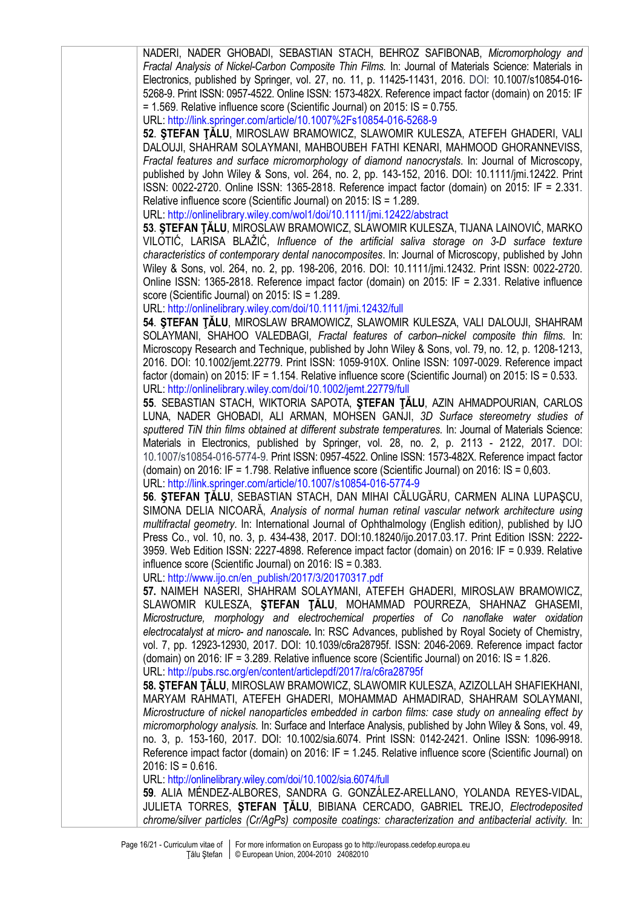NADERI, NADER GHOBADI, SEBASTIAN STACH, BEHROZ SAFIBONAB, *Micromorphology and Fractal Analysis of Nickel-Carbon Composite Thin Films.* In: Journal of Materials Science: Materials in Electronics, published by Springer, vol. 27, no. 11, p. 11425-11431, 2016. DOI: 10.1007/s10854-016-5268-9. Print ISSN: 0957-4522. Online ISSN: 1573-482X. Reference impact factor (domain) on 2015: IF = 1.569. Relative influence score (Scientific Journal) on 2015: IS = 0.755.
URL: http://link.springer.com/article/10.1007%2Fs10854-016-5268-9

**52**. **ŞTEFAN ŢĂLU**, MIROSLAW BRAMOWICZ, SLAWOMIR KULESZA, ATEFEH GHADERI, VALI DALOUJI, SHAHRAM SOLAYMANI, MAHBOUBEH FATHI KENARI, MAHMOOD GHORANNEVISS, *Fractal features and surface micromorphology of diamond nanocrystals*. In: Journal of Microscopy, published by John Wiley & Sons, vol. 264, no. 2, pp. 143-152, 2016. DOI: 10.1111/jmi.12422. Print ISSN: 0022-2720. Online ISSN: 1365-2818. Reference impact factor (domain) on 2015: IF = 2.331. Relative influence score (Scientific Journal) on 2015: IS = 1.289.
URL: http://onlinelibrary.wiley.com/wol1/doi/10.1111/jmi.12422/abstract

**53**. **ŞTEFAN ŢĂLU**, MIROSLAW BRAMOWICZ, SLAWOMIR KULESZA, TIJANA LAINOVIĆ, MARKO VILOTIĆ, LARISA BLAŽIĆ, *Influence of the artificial saliva storage on 3-D surface texture characteristics of contemporary dental nanocomposites*. In: Journal of Microscopy, published by John Wiley & Sons, vol. 264, no. 2, pp. 198-206, 2016. DOI: 10.1111/jmi.12432. Print ISSN: 0022-2720. Online ISSN: 1365-2818. Reference impact factor (domain) on 2015: IF = 2.331. Relative influence score (Scientific Journal) on 2015: IS = 1.289.
URL: http://onlinelibrary.wiley.com/doi/10.1111/jmi.12432/full

**54**. **ŞTEFAN ŢĂLU**, MIROSLAW BRAMOWICZ, SLAWOMIR KULESZA, VALI DALOUJI, SHAHRAM SOLAYMANI, SHAHOO VALEDBAGI, *Fractal features of carbon–nickel composite thin films.* In: Microscopy Research and Technique, published by John Wiley & Sons, vol. 79, no. 12, p. 1208-1213, 2016. DOI: 10.1002/jemt.22779. Print ISSN: 1059-910X. Online ISSN: 1097-0029. Reference impact factor (domain) on 2015: IF = 1.154. Relative influence score (Scientific Journal) on 2015: IS = 0.533.
URL: http://onlinelibrary.wiley.com/doi/10.1002/jemt.22779/full

**55**. SEBASTIAN STACH, WIKTORIA SAPOTA, **ŞTEFAN ŢĂLU**, AZIN AHMADPOURIAN, CARLOS LUNA, NADER GHOBADI, ALI ARMAN, MOHSEN GANJI, *3D Surface stereometry studies of sputtered TiN thin films obtained at different substrate temperatures.* In: Journal of Materials Science: Materials in Electronics, published by Springer, vol. 28, no. 2, p. 2113 - 2122, 2017. DOI: 10.1007/s10854-016-5774-9. Print ISSN: 0957-4522. Online ISSN: 1573-482X. Reference impact factor (domain) on 2016: IF = 1.798. Relative influence score (Scientific Journal) on 2016: IS = 0,603.
URL: http://link.springer.com/article/10.1007/s10854-016-5774-9

**56**. **ŞTEFAN ŢĂLU**, SEBASTIAN STACH, DAN MIHAI CĂLUGĂRU, CARMEN ALINA LUPAŞCU, SIMONA DELIA NICOARĂ, *Analysis of normal human retinal vascular network architecture using multifractal geometry*. In: International Journal of Ophthalmology (English edition), published by IJO Press Co., vol. 10, no. 3, p. 434-438, 2017. DOI:10.18240/ijo.2017.03.17. Print Edition ISSN: 2222-3959. Web Edition ISSN: 2227-4898. Reference impact factor (domain) on 2016: IF = 0.939. Relative influence score (Scientific Journal) on 2016: IS = 0.383.
URL: http://www.ijo.cn/en_publish/2017/3/20170317.pdf

**57.** NAIMEH NASERI, SHAHRAM SOLAYMANI, ATEFEH GHADERI, MIROSLAW BRAMOWICZ, SLAWOMIR KULESZA, **ŞTEFAN ŢĂLU**, MOHAMMAD POURREZA, SHAHNAZ GHASEMI, *Microstructure, morphology and electrochemical properties of Co nanoflake water oxidation electrocatalyst at micro- and nanoscale.* In: RSC Advances, published by Royal Society of Chemistry, vol. 7, pp. 12923-12930, 2017. DOI: 10.1039/c6ra28795f. ISSN: 2046-2069. Reference impact factor (domain) on 2016: IF = 3.289. Relative influence score (Scientific Journal) on 2016: IS = 1.826.
URL: http://pubs.rsc.org/en/content/articlepdf/2017/ra/c6ra28795f

**58. ŞTEFAN ŢĂLU**, MIROSLAW BRAMOWICZ, SLAWOMIR KULESZA, AZIZOLLAH SHAFIEKHANI, MARYAM RAHMATI, ATEFEH GHADERI, MOHAMMAD AHMADIRAD, SHAHRAM SOLAYMANI, *Microstructure of nickel nanoparticles embedded in carbon films: case study on annealing effect by micromorphology analysis.* In: Surface and Interface Analysis, published by John Wiley & Sons, vol. 49, no. 3, p. 153-160, 2017. DOI: 10.1002/sia.6074. Print ISSN: 0142-2421. Online ISSN: 1096-9918. Reference impact factor (domain) on 2016: IF = 1.245. Relative influence score (Scientific Journal) on 2016: IS = 0.616.
URL: http://onlinelibrary.wiley.com/doi/10.1002/sia.6074/full

**59**. ALIA MÉNDEZ-ALBORES, SANDRA G. GONZÁLEZ-ARELLANO, YOLANDA REYES-VIDAL, JULIETA TORRES, **ŞTEFAN ŢĂLU**, BIBIANA CERCADO, GABRIEL TREJO, *Electrodeposited chrome/silver particles (Cr/AgPs) composite coatings: characterization and antibacterial activity.* In: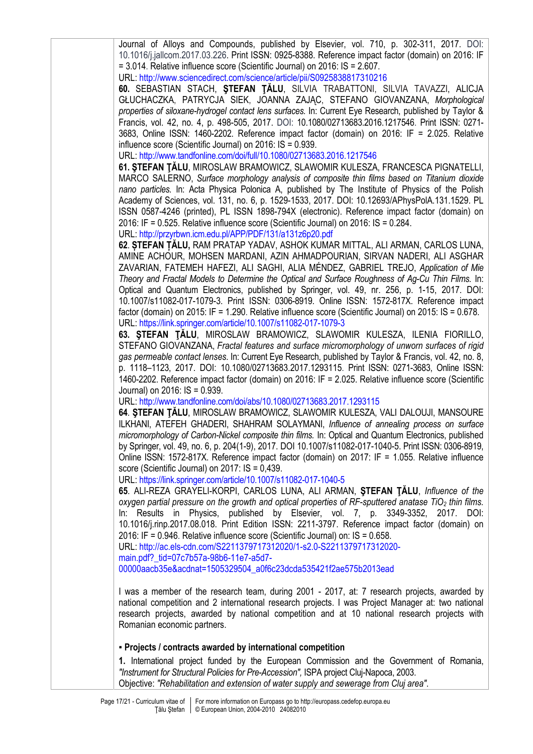Journal of Alloys and Compounds, published by Elsevier, vol. 710, p. 302-311, 2017. DOI: 10.1016/j.jallcom.2017.03.226. Print ISSN: 0925-8388. Reference impact factor (domain) on 2016: IF = 3.014. Relative influence score (Scientific Journal) on 2016: IS = 2.607.
URL: http://www.sciencedirect.com/science/article/pii/S0925838817310216

**60.** SEBASTIAN STACH, **ŞTEFAN ŢĂLU**, SILVIA TRABATTONI, SILVIA TAVAZZI, ALICJA GŁUCHACZKA, PATRYCJA SIEK, JOANNA ZAJĄC, STEFANO GIOVANZANA, *Morphological properties of siloxane-hydrogel contact lens surfaces.* In: Current Eye Research, published by Taylor & Francis, vol. 42, no. 4, p. 498-505, 2017. DOI: 10.1080/02713683.2016.1217546. Print ISSN: 0271-3683, Online ISSN: 1460-2202. Reference impact factor (domain) on 2016: IF = 2.025. Relative influence score (Scientific Journal) on 2016: IS = 0.939.
URL: http://www.tandfonline.com/doi/full/10.1080/02713683.2016.1217546

**61. ŞTEFAN ŢĂLU**, MIROSLAW BRAMOWICZ, SLAWOMIR KULESZA, FRANCESCA PIGNATELLI, MARCO SALERNO, *Surface morphology analysis of composite thin films based on Titanium dioxide nano particles.* In: Acta Physica Polonica A, published by The Institute of Physics of the Polish Academy of Sciences, vol. 131, no. 6, p. 1529-1533, 2017. DOI: 10.12693/APhysPolA.131.1529. PL ISSN 0587-4246 (printed), PL ISSN 1898-794X (electronic). Reference impact factor (domain) on 2016: IF = 0.525. Relative influence score (Scientific Journal) on 2016: IS = 0.284.
URL: http://przyrbwn.icm.edu.pl/APP/PDF/131/a131z6p20.pdf

**62**. **ŞTEFAN ŢĂLU,** RAM PRATAP YADAV, ASHOK KUMAR MITTAL, ALI ARMAN, CARLOS LUNA, AMINE ACHOUR, MOHSEN MARDANI, AZIN AHMADPOURIAN, SIRVAN NADERI, ALI ASGHAR ZAVARIAN, FATEMEH HAFEZI, ALI SAGHI, ALIA MÉNDEZ, GABRIEL TREJO, *Application of Mie Theory and Fractal Models to Determine the Optical and Surface Roughness of Ag-Cu Thin Films.* In: Optical and Quantum Electronics, published by Springer, vol. 49, nr. 256, p. 1-15, 2017. DOI: 10.1007/s11082-017-1079-3. Print ISSN: 0306-8919. Online ISSN: 1572-817X. Reference impact factor (domain) on 2015: IF = 1.290. Relative influence score (Scientific Journal) on 2015: IS = 0.678.
URL: https://link.springer.com/article/10.1007/s11082-017-1079-3

**63. ŞTEFAN ŢĂLU**, MIROSLAW BRAMOWICZ, SLAWOMIR KULESZA, ILENIA FIORILLO, STEFANO GIOVANZANA, *Fractal features and surface micromorphology of unworn surfaces of rigid gas permeable contact lenses.* In: Current Eye Research, published by Taylor & Francis, vol. 42, no. 8, p. 1118–1123, 2017. DOI: 10.1080/02713683.2017.1293115. Print ISSN: 0271-3683, Online ISSN: 1460-2202. Reference impact factor (domain) on 2016: IF = 2.025. Relative influence score (Scientific Journal) on 2016: IS = 0.939.
URL: http://www.tandfonline.com/doi/abs/10.1080/02713683.2017.1293115

**64**. **ŞTEFAN ŢĂLU**, MIROSLAW BRAMOWICZ, SLAWOMIR KULESZA, VALI DALOUJI, MANSOURE ILKHANI, ATEFEH GHADERI, SHAHRAM SOLAYMANI, *Influence of annealing process on surface micromorphology of Carbon-Nickel composite thin films.* In: Optical and Quantum Electronics, published by Springer, vol. 49, no. 6, p. 204(1-9), 2017. DOI 10.1007/s11082-017-1040-5. Print ISSN: 0306-8919, Online ISSN: 1572-817X. Reference impact factor (domain) on 2017: IF = 1.055. Relative influence score (Scientific Journal) on 2017: IS = 0,439.
URL: https://link.springer.com/article/10.1007/s11082-017-1040-5

**65**. ALI-REZA GRAYELI-KORPI, CARLOS LUNA, ALI ARMAN, **ŞTEFAN ŢĂLU**, *Influence of the oxygen partial pressure on the growth and optical properties of RF-sputtered anatase $TiO_2$ thin films.* In: Results in Physics, published by Elsevier, vol. 7, p. 3349-3352, 2017. DOI: 10.1016/j.rinp.2017.08.018. Print Edition ISSN: 2211-3797. Reference impact factor (domain) on 2016: IF = 0.946. Relative influence score (Scientific Journal) on: IS = 0.658.
URL: http://ac.els-cdn.com/S2211379717312020/1-s2.0-S2211379717312020-main.pdf?_tid=07c7b57a-98b6-11e7-a5d7-00000aacb35e&acdnat=1505329504_a0f6c23dcda535421f2ae575b2013ead

I was a member of the research team, during 2001 - 2017, at: 7 research projects, awarded by national competition and 2 international research projects. I was Project Manager at: two national research projects, awarded by national competition and at 10 national research projects with Romanian economic partners.

▪ **Projects / contracts awarded by international competition**

**1.** International project funded by the European Commission and the Government of Romania, *"Instrument for Structural Policies for Pre-Accession"*, ISPA project Cluj-Napoca, 2003.
Objective: *"Rehabilitation and extension of water supply and sewerage from Cluj area"*.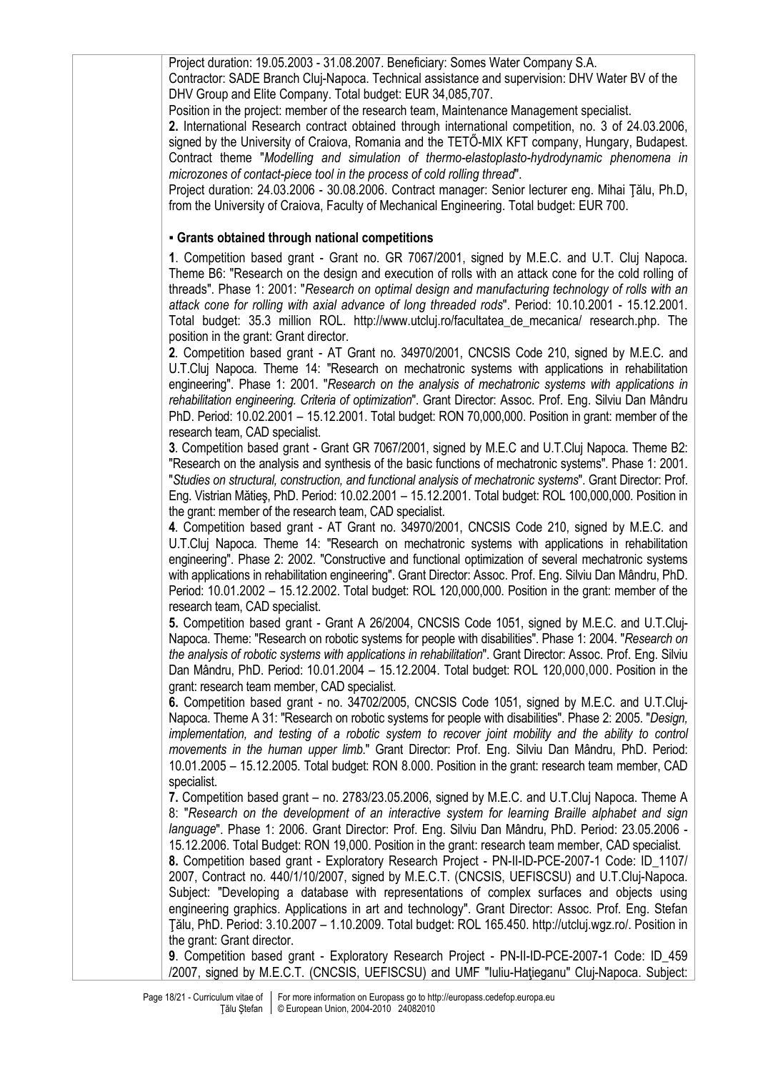Project duration: 19.05.2003 - 31.08.2007. Beneficiary: Somes Water Company S.A.
Contractor: SADE Branch Cluj-Napoca. Technical assistance and supervision: DHV Water BV of the DHV Group and Elite Company. Total budget: EUR 34,085,707.
Position in the project: member of the research team, Maintenance Management specialist.

**2.** International Research contract obtained through international competition, no. 3 of 24.03.2006, signed by the University of Craiova, Romania and the TETŐ-MIX KFT company, Hungary, Budapest. Contract theme "*Modelling and simulation of thermo-elastoplasto-hydrodynamic phenomena in microzones of contact-piece tool in the process of cold rolling thread*".
Project duration: 24.03.2006 - 30.08.2006. Contract manager: Senior lecturer eng. Mihai Ţălu, Ph.D, from the University of Craiova, Faculty of Mechanical Engineering. Total budget: EUR 700.

**▪ Grants obtained through national competitions**

**1**. Competition based grant - Grant no. GR 7067/2001, signed by M.E.C. and U.T. Cluj Napoca. Theme B6: "Research on the design and execution of rolls with an attack cone for the cold rolling of threads". Phase 1: 2001: "*Research on optimal design and manufacturing technology of rolls with an attack cone for rolling with axial advance of long threaded rods*". Period: 10.10.2001 - 15.12.2001. Total budget: 35.3 million ROL. http://www.utcluj.ro/facultatea_de_mecanica/ research.php. The position in the grant: Grant director.

**2**. Competition based grant - AT Grant no. 34970/2001, CNCSIS Code 210, signed by M.E.C. and U.T.Cluj Napoca. Theme 14: "Research on mechatronic systems with applications in rehabilitation engineering". Phase 1: 2001. "*Research on the analysis of mechatronic systems with applications in rehabilitation engineering. Criteria of optimization*". Grant Director: Assoc. Prof. Eng. Silviu Dan Mândru PhD. Period: 10.02.2001 – 15.12.2001. Total budget: RON 70,000,000. Position in grant: member of the research team, CAD specialist.

**3**. Competition based grant - Grant GR 7067/2001, signed by M.E.C and U.T.Cluj Napoca. Theme B2: "Research on the analysis and synthesis of the basic functions of mechatronic systems". Phase 1: 2001. "*Studies on structural, construction, and functional analysis of mechatronic systems*". Grant Director: Prof. Eng. Vistrian Mătieş, PhD. Period: 10.02.2001 – 15.12.2001. Total budget: ROL 100,000,000. Position in the grant: member of the research team, CAD specialist.

**4**. Competition based grant - AT Grant no. 34970/2001, CNCSIS Code 210, signed by M.E.C. and U.T.Cluj Napoca. Theme 14: "Research on mechatronic systems with applications in rehabilitation engineering". Phase 2: 2002. "Constructive and functional optimization of several mechatronic systems with applications in rehabilitation engineering". Grant Director: Assoc. Prof. Eng. Silviu Dan Mândru, PhD. Period: 10.01.2002 – 15.12.2002. Total budget: ROL 120,000,000. Position in the grant: member of the research team, CAD specialist.

**5.** Competition based grant - Grant A 26/2004, CNCSIS Code 1051, signed by M.E.C. and U.T.Cluj-Napoca. Theme: "Research on robotic systems for people with disabilities". Phase 1: 2004. "*Research on the analysis of robotic systems with applications in rehabilitation*". Grant Director: Assoc. Prof. Eng. Silviu Dan Mândru, PhD. Period: 10.01.2004 – 15.12.2004. Total budget: ROL 120,000,000. Position in the grant: research team member, CAD specialist.

**6.** Competition based grant - no. 34702/2005, CNCSIS Code 1051, signed by M.E.C. and U.T.Cluj-Napoca. Theme A 31: "Research on robotic systems for people with disabilities". Phase 2: 2005. "*Design, implementation, and testing of a robotic system to recover joint mobility and the ability to control movements in the human upper limb*." Grant Director: Prof. Eng. Silviu Dan Mândru, PhD. Period: 10.01.2005 – 15.12.2005. Total budget: RON 8.000. Position in the grant: research team member, CAD specialist.

**7.** Competition based grant – no. 2783/23.05.2006, signed by M.E.C. and U.T.Cluj Napoca. Theme A 8: "*Research on the development of an interactive system for learning Braille alphabet and sign language*". Phase 1: 2006. Grant Director: Prof. Eng. Silviu Dan Mândru, PhD. Period: 23.05.2006 - 15.12.2006. Total Budget: RON 19,000. Position in the grant: research team member, CAD specialist.

**8.** Competition based grant - Exploratory Research Project - PN-II-ID-PCE-2007-1 Code: ID_1107/ 2007, Contract no. 440/1/10/2007, signed by M.E.C.T. (CNCSIS, UEFISCSU) and U.T.Cluj-Napoca. Subject: "Developing a database with representations of complex surfaces and objects using engineering graphics. Applications in art and technology". Grant Director: Assoc. Prof. Eng. Stefan Ţălu, PhD. Period: 3.10.2007 – 1.10.2009. Total budget: ROL 165.450. http://utcluj.wgz.ro/. Position in the grant: Grant director.

**9**. Competition based grant - Exploratory Research Project - PN-II-ID-PCE-2007-1 Code: ID_459 /2007, signed by M.E.C.T. (CNCSIS, UEFISCSU) and UMF "Iuliu-Haţieganu" Cluj-Napoca. Subject: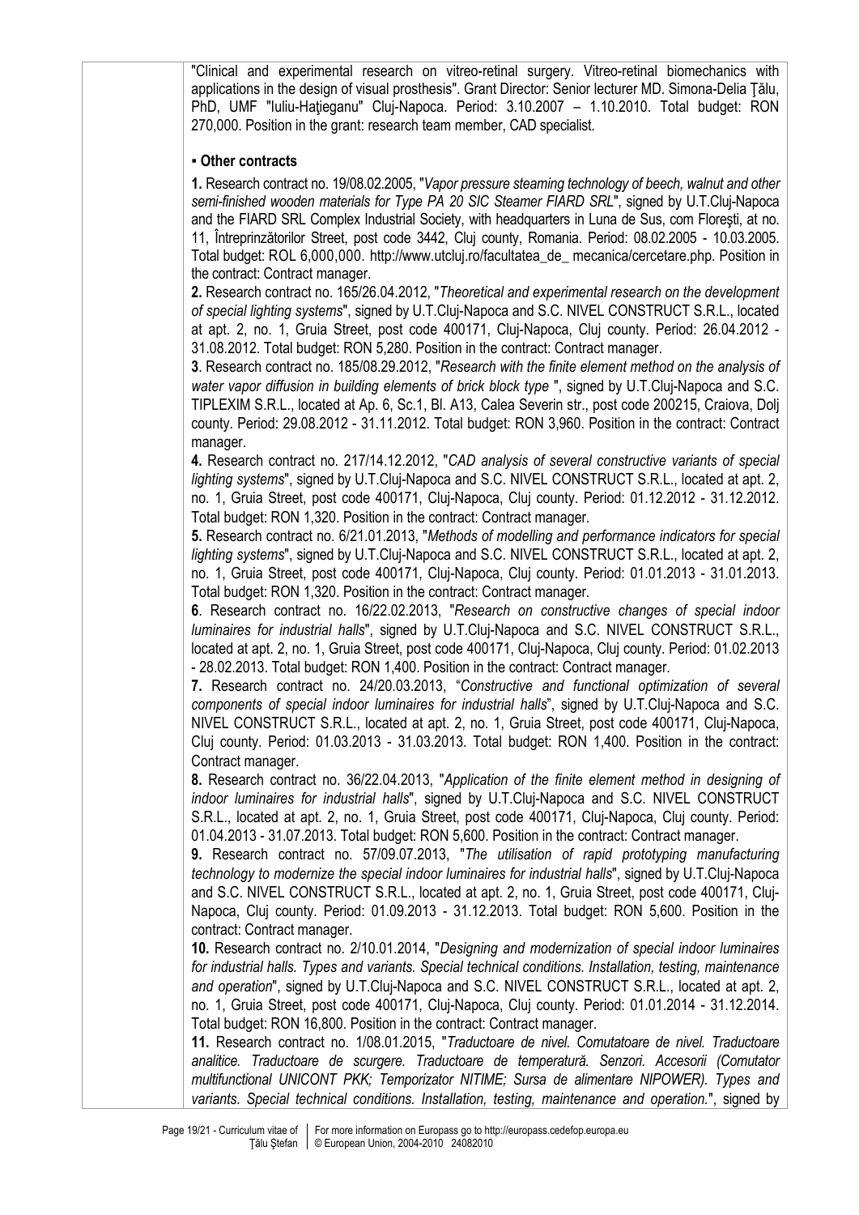"Clinical and experimental research on vitreo-retinal surgery. Vitreo-retinal biomechanics with applications in the design of visual prosthesis". Grant Director: Senior lecturer MD. Simona-Delia Ţălu, PhD, UMF "Iuliu-Haţieganu" Cluj-Napoca. Period: 3.10.2007 – 1.10.2010. Total budget: RON 270,000. Position in the grant: research team member, CAD specialist.

▪ **Other contracts**

**1.** Research contract no. 19/08.02.2005, "*Vapor pressure steaming technology of beech, walnut and other semi-finished wooden materials for Type PA 20 SIC Steamer FIARD SRL*", signed by U.T.Cluj-Napoca and the FIARD SRL Complex Industrial Society, with headquarters in Luna de Sus, com Floreşti, at no. 11, Întreprinzătorilor Street, post code 3442, Cluj county, Romania. Period: 08.02.2005 - 10.03.2005. Total budget: ROL 6,000,000. http://www.utcluj.ro/facultatea_de_ mecanica/cercetare.php. Position in the contract: Contract manager.

**2.** Research contract no. 165/26.04.2012, "*Theoretical and experimental research on the development of special lighting systems*", signed by U.T.Cluj-Napoca and S.C. NIVEL CONSTRUCT S.R.L., located at apt. 2, no. 1, Gruia Street, post code 400171, Cluj-Napoca, Cluj county. Period: 26.04.2012 - 31.08.2012. Total budget: RON 5,280. Position in the contract: Contract manager.

**3**. Research contract no. 185/08.29.2012, "*Research with the finite element method on the analysis of water vapor diffusion in building elements of brick block type* ", signed by U.T.Cluj-Napoca and S.C. TIPLEXIM S.R.L., located at Ap. 6, Sc.1, Bl. A13, Calea Severin str., post code 200215, Craiova, Dolj county. Period: 29.08.2012 - 31.11.2012. Total budget: RON 3,960. Position in the contract: Contract manager.

**4.** Research contract no. 217/14.12.2012, "*CAD analysis of several constructive variants of special lighting systems*", signed by U.T.Cluj-Napoca and S.C. NIVEL CONSTRUCT S.R.L., located at apt. 2, no. 1, Gruia Street, post code 400171, Cluj-Napoca, Cluj county. Period: 01.12.2012 - 31.12.2012. Total budget: RON 1,320. Position in the contract: Contract manager.

**5.** Research contract no. 6/21.01.2013, "*Methods of modelling and performance indicators for special lighting systems*", signed by U.T.Cluj-Napoca and S.C. NIVEL CONSTRUCT S.R.L., located at apt. 2, no. 1, Gruia Street, post code 400171, Cluj-Napoca, Cluj county. Period: 01.01.2013 - 31.01.2013. Total budget: RON 1,320. Position in the contract: Contract manager.

**6**. Research contract no. 16/22.02.2013, "*Research on constructive changes of special indoor luminaires for industrial halls*", signed by U.T.Cluj-Napoca and S.C. NIVEL CONSTRUCT S.R.L., located at apt. 2, no. 1, Gruia Street, post code 400171, Cluj-Napoca, Cluj county. Period: 01.02.2013 - 28.02.2013. Total budget: RON 1,400. Position in the contract: Contract manager.

**7.** Research contract no. 24/20.03.2013, "*Constructive and functional optimization of several components of special indoor luminaires for industrial halls*", signed by U.T.Cluj-Napoca and S.C. NIVEL CONSTRUCT S.R.L., located at apt. 2, no. 1, Gruia Street, post code 400171, Cluj-Napoca, Cluj county. Period: 01.03.2013 - 31.03.2013. Total budget: RON 1,400. Position in the contract: Contract manager.

**8.** Research contract no. 36/22.04.2013, "*Application of the finite element method in designing of indoor luminaires for industrial halls*", signed by U.T.Cluj-Napoca and S.C. NIVEL CONSTRUCT S.R.L., located at apt. 2, no. 1, Gruia Street, post code 400171, Cluj-Napoca, Cluj county. Period: 01.04.2013 - 31.07.2013. Total budget: RON 5,600. Position in the contract: Contract manager.

**9.** Research contract no. 57/09.07.2013, "*The utilisation of rapid prototyping manufacturing technology to modernize the special indoor luminaires for industrial halls*", signed by U.T.Cluj-Napoca and S.C. NIVEL CONSTRUCT S.R.L., located at apt. 2, no. 1, Gruia Street, post code 400171, Cluj-Napoca, Cluj county. Period: 01.09.2013 - 31.12.2013. Total budget: RON 5,600. Position in the contract: Contract manager.

**10.** Research contract no. 2/10.01.2014, "*Designing and modernization of special indoor luminaires for industrial halls. Types and variants. Special technical conditions. Installation, testing, maintenance and operation*", signed by U.T.Cluj-Napoca and S.C. NIVEL CONSTRUCT S.R.L., located at apt. 2, no. 1, Gruia Street, post code 400171, Cluj-Napoca, Cluj county. Period: 01.01.2014 - 31.12.2014. Total budget: RON 16,800. Position in the contract: Contract manager.

**11.** Research contract no. 1/08.01.2015, "*Traductoare de nivel. Comutatoare de nivel. Traductoare analitice. Traductoare de scurgere. Traductoare de temperatură. Senzori. Accesorii (Comutator multifunctional UNICONT PKK; Temporizator NITIME; Sursa de alimentare NIPOWER). Types and variants. Special technical conditions. Installation, testing, maintenance and operation.*", signed by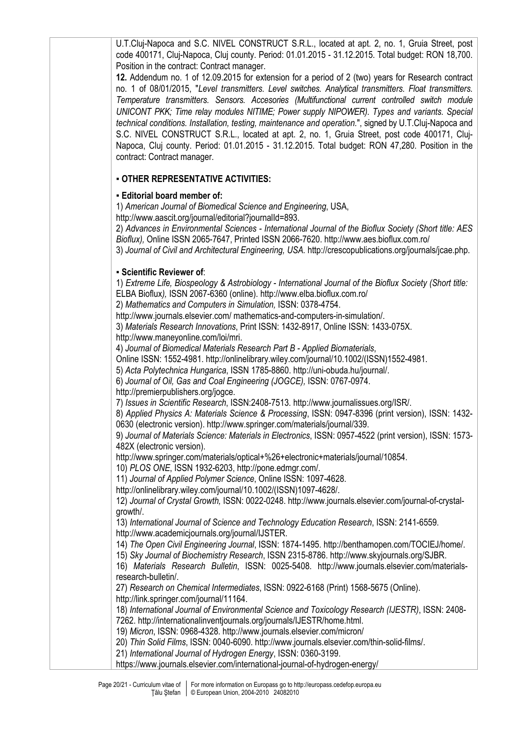U.T.Cluj-Napoca and S.C. NIVEL CONSTRUCT S.R.L., located at apt. 2, no. 1, Gruia Street, post code 400171, Cluj-Napoca, Cluj county. Period: 01.01.2015 - 31.12.2015. Total budget: RON 18,700. Position in the contract: Contract manager.

**12.** Addendum no. 1 of 12.09.2015 for extension for a period of 2 (two) years for Research contract no. 1 of 08/01/2015, "*Level transmitters. Level switches. Analytical transmitters. Float transmitters. Temperature transmitters. Sensors. Accesories (Multifunctional current controlled switch module UNICONT PKK; Time relay modules NITIME; Power supply NIPOWER). Types and variants. Special technical conditions. Installation, testing, maintenance and operation.*", signed by U.T.Cluj-Napoca and S.C. NIVEL CONSTRUCT S.R.L., located at apt. 2, no. 1, Gruia Street, post code 400171, Cluj-Napoca, Cluj county. Period: 01.01.2015 - 31.12.2015. Total budget: RON 47,280. Position in the contract: Contract manager.

**▪ OTHER REPRESENTATIVE ACTIVITIES:**

**▪ Editorial board member of:**

1) *American Journal of Biomedical Science and Engineering*, USA, http://www.aascit.org/journal/editorial?journalId=893.
2) *Advances in Environmental Sciences - International Journal of the Bioflux Society (Short title: AES Bioflux),* Online ISSN 2065-7647, Printed ISSN 2066-7620. http://www.aes.bioflux.com.ro/
3) *Journal of Civil and Architectural Engineering, USA.* http://crescopublications.org/journals/jcae.php.

**▪ Scientific Reviewer of**:

1) *Extreme Life, Biospeology & Astrobiology - International Journal of the Bioflux Society (Short title:* ELBA Bioflux*),* ISSN 2067-6360 (online). http://www.elba.bioflux.com.ro/
2) *Mathematics and Computers in Simulation,* ISSN: 0378-4754. http://www.journals.elsevier.com/ mathematics-and-computers-in-simulation/.
3) *Materials Research Innovations*, Print ISSN: 1432-8917, Online ISSN: 1433-075X. http://www.maneyonline.com/loi/mri.
4) *Journal of Biomedical Materials Research Part B - Applied Biomaterials*, Online ISSN: 1552-4981. http://onlinelibrary.wiley.com/journal/10.1002/(ISSN)1552-4981.
5) *Acta Polytechnica Hungarica*, ISSN 1785-8860. http://uni-obuda.hu/journal/.
6) *Journal of Oil, Gas and Coal Engineering (JOGCE),* ISSN: 0767-0974. http://premierpublishers.org/jogce.
7) *Issues in Scientific Research*, ISSN:2408-7513. http://www.journalissues.org/ISR/.
8) *Applied Physics A: Materials Science & Processing*, ISSN: 0947-8396 (print version), ISSN: 1432-0630 (electronic version). http://www.springer.com/materials/journal/339.
9) *Journal of Materials Science: Materials in Electronics*, ISSN: 0957-4522 (print version), ISSN: 1573-482X (electronic version). http://www.springer.com/materials/optical+%26+electronic+materials/journal/10854.
10) *PLOS ONE*, ISSN 1932-6203, http://pone.edmgr.com/.
11) *Journal of Applied Polymer Science*, Online ISSN: 1097-4628. http://onlinelibrary.wiley.com/journal/10.1002/(ISSN)1097-4628/.
12) *Journal of Crystal Growth,* ISSN: 0022-0248. http://www.journals.elsevier.com/journal-of-crystal-growth/.
13) *International Journal of Science and Technology Education Research*, ISSN: 2141-6559. http://www.academicjournals.org/journal/IJSTER.
14) *The Open Civil Engineering Journal*, ISSN: 1874-1495. http://benthamopen.com/TOCIEJ/home/.
15) *Sky Journal of Biochemistry Research*, ISSN 2315-8786. http://www.skyjournals.org/SJBR.
16) *Materials Research Bulletin*, ISSN: 0025-5408. http://www.journals.elsevier.com/materials-research-bulletin/.
27) *Research on Chemical Intermediates*, ISSN: 0922-6168 (Print) 1568-5675 (Online). http://link.springer.com/journal/11164.
18) *International Journal of Environmental Science and Toxicology Research (IJESTR)*, ISSN: 2408-7262. http://internationalinventjournals.org/journals/IJESTR/home.html.
19) *Micron*, ISSN: 0968-4328. http://www.journals.elsevier.com/micron/
20) *Thin Solid Films*, ISSN: 0040-6090. http://www.journals.elsevier.com/thin-solid-films/.
21) *International Journal of Hydrogen Energy*, ISSN: 0360-3199. https://www.journals.elsevier.com/international-journal-of-hydrogen-energy/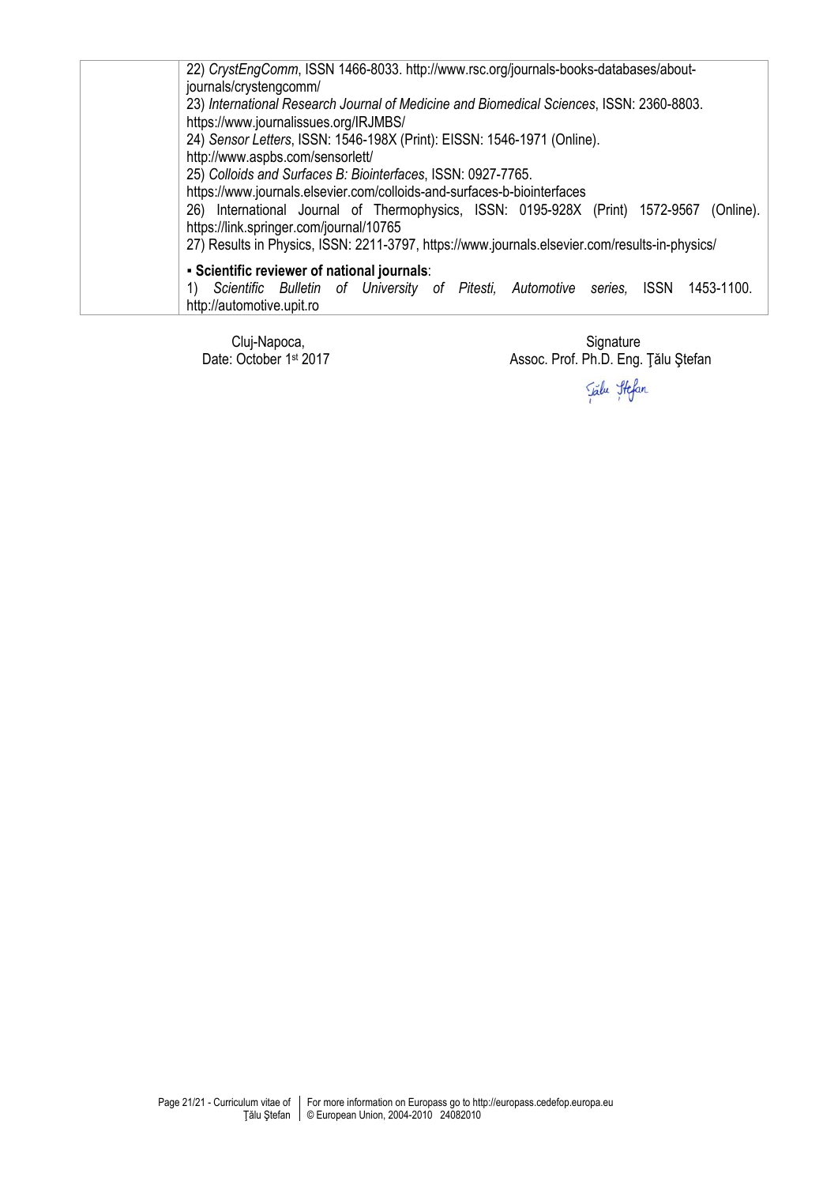22) *CrystEngComm*, ISSN 1466-8033. http://www.rsc.org/journals-books-databases/about-journals/crystengcomm/
23) *International Research Journal of Medicine and Biomedical Sciences*, ISSN: 2360-8803. https://www.journalissues.org/IRJMBS/
24) *Sensor Letters*, ISSN: 1546-198X (Print): EISSN: 1546-1971 (Online). http://www.aspbs.com/sensorlett/
25) *Colloids and Surfaces B: Biointerfaces*, ISSN: 0927-7765. https://www.journals.elsevier.com/colloids-and-surfaces-b-biointerfaces
26) International Journal of Thermophysics, ISSN: 0195-928X (Print) 1572-9567 (Online). https://link.springer.com/journal/10765
27) Results in Physics, ISSN: 2211-3797, https://www.journals.elsevier.com/results-in-physics/

▪ **Scientific reviewer of national journals**:
1) *Scientific Bulletin of University of Pitesti, Automotive series,* ISSN 1453-1100. http://automotive.upit.ro

Cluj-Napoca,
Date: October 1st 2017

Signature
Assoc. Prof. Ph.D. Eng. Ţălu Ştefan

Ţălu Ştefan